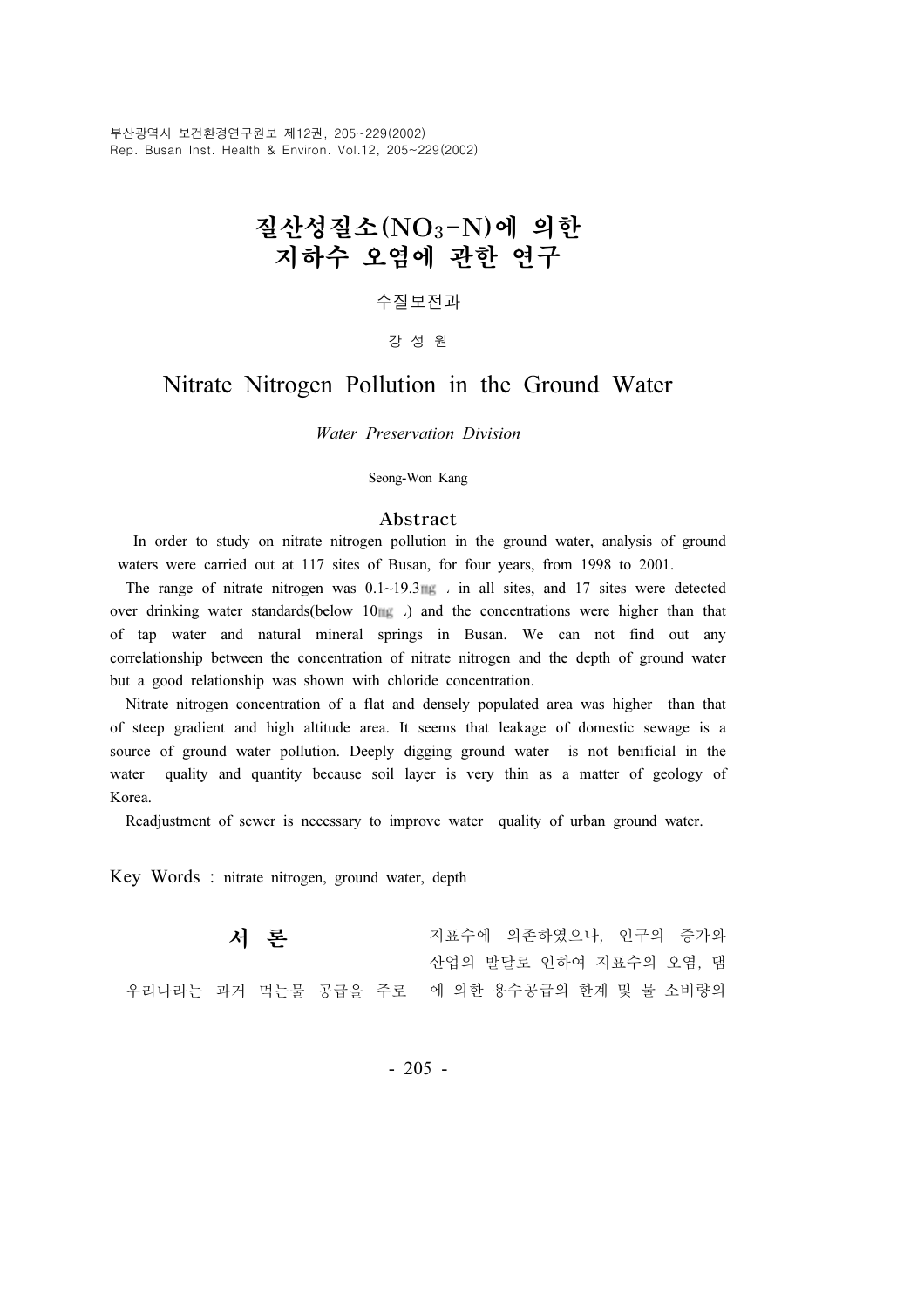# 질산성질소($NO_3$-N)에 의한 지하수 오염에 관한 연구

수질보전과

강 성 원

# Nitrate Nitrogen Pollution in the Ground Water

*Water Preservation Division*

Seong-Won Kang

## Abstract

In order to study on nitrate nitrogen pollution in the ground water, analysis of ground waters were carried out at 117 sites of Busan, for four years, from 1998 to 2001.

The range of nitrate nitrogen was 0.1~19.3㎎/ℓ in all sites, and 17 sites were detected over drinking water standards(below 10㎎/ℓ) and the concentrations were higher than that of tap water and natural mineral springs in Busan. We can not find out any correlationship between the concentration of nitrate nitrogen and the depth of ground water but a good relationship was shown with chloride concentration.

Nitrate nitrogen concentration of a flat and densely populated area was higher than that of steep gradient and high altitude area. It seems that leakage of domestic sewage is a source of ground water pollution. Deeply digging ground water is not benificial in the water quality and quantity because soil layer is very thin as a matter of geology of Korea.

Readjustment of sewer is necessary to improve water quality of urban ground water.

Key Words : nitrate nitrogen, ground water, depth

## 서 론

우리나라는 과거 먹는물 공급을 주로 지표수에 의존하였으나, 인구의 증가와 산업의 발달로 인하여 지표수의 오염, 댐에 의한 용수공급의 한계 및 물 소비량의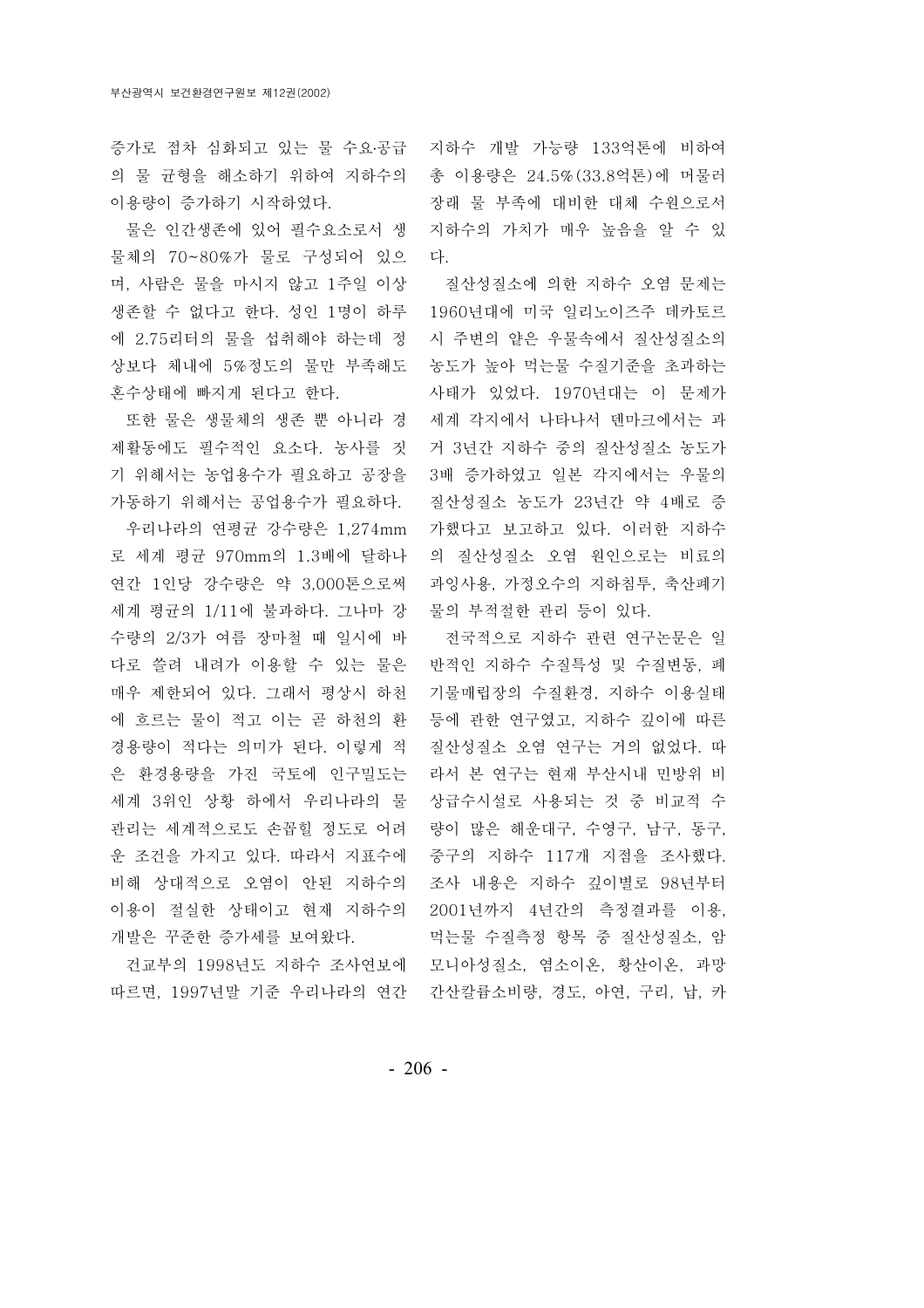증가로 점차 심화되고 있는 물 수요·공급의 물 균형을 해소하기 위하여 지하수의 이용량이 증가하기 시작하였다.

물은 인간생존에 있어 필수요소로서 생물체의 70~80%가 물로 구성되어 있으며, 사람은 물을 마시지 않고 1주일 이상 생존할 수 없다고 한다. 성인 1명이 하루에 2.75리터의 물을 섭취해야 하는데 정상보다 체내에 5%정도의 물만 부족해도 혼수상태에 빠지게 된다고 한다.

또한 물은 생물체의 생존 뿐 아니라 경제활동에도 필수적인 요소다. 농사를 짓기 위해서는 농업용수가 필요하고 공장을 가동하기 위해서는 공업용수가 필요하다.

우리나라의 연평균 강수량은 1,274mm로 세계 평균 970mm의 1.3배에 달하나 연간 1인당 강수량은 약 3,000톤으로써 세계 평균의 1/11에 불과하다. 그나마 강수량의 2/3가 여름 장마철 때 일시에 바다로 쓸려 내려가 이용할 수 있는 물은 매우 제한되어 있다. 그래서 평상시 하천에 흐르는 물이 적고 이는 곧 하천의 환경용량이 적다는 의미가 된다. 이렇게 적은 환경용량을 가진 국토에 인구밀도는 세계 3위인 상황 하에서 우리나라의 물 관리는 세계적으로도 손꼽힐 정도로 어려운 조건을 가지고 있다. 따라서 지표수에 비해 상대적으로 오염이 안된 지하수의 이용이 절실한 상태이고 현재 지하수의 개발은 꾸준한 증가세를 보여왔다.

건교부의 1998년도 지하수 조사연보에 따르면, 1997년말 기준 우리나라의 연간 지하수 개발 가능량 133억톤에 비하여 총 이용량은 24.5%(33.8억톤)에 머물러 장래 물 부족에 대비한 대체 수원으로서 지하수의 가치가 매우 높음을 알 수 있다.

질산성질소에 의한 지하수 오염 문제는 1960년대에 미국 일리노이즈주 데카토르시 주변의 얕은 우물속에서 질산성질소의 농도가 높아 먹는물 수질기준을 초과하는 사태가 있었다. 1970년대는 이 문제가 세계 각지에서 나타나서 덴마크에서는 과거 3년간 지하수 중의 질산성질소 농도가 3배 증가하였고 일본 각지에서는 우물의 질산성질소 농도가 23년간 약 4배로 증가했다고 보고하고 있다. 이러한 지하수의 질산성질소 오염 원인으로는 비료의 과잉사용, 가정오수의 지하침투, 축산폐기물의 부적절한 관리 등이 있다.

전국적으로 지하수 관련 연구논문은 일반적인 지하수 수질특성 및 수질변동, 폐기물매립장의 수질환경, 지하수 이용실태 등에 관한 연구였고, 지하수 깊이에 따른 질산성질소 오염 연구는 거의 없었다. 따라서 본 연구는 현재 부산시내 민방위 비상급수시설로 사용되는 것 중 비교적 수량이 많은 해운대구, 수영구, 남구, 동구, 중구의 지하수 117개 지점을 조사했다. 조사 내용은 지하수 깊이별로 98년부터 2001년까지 4년간의 측정결과를 이용, 먹는물 수질측정 항목 중 질산성질소, 암모니아성질소, 염소이온, 황산이온, 과망간산칼륨소비량, 경도, 아연, 구리, 납, 카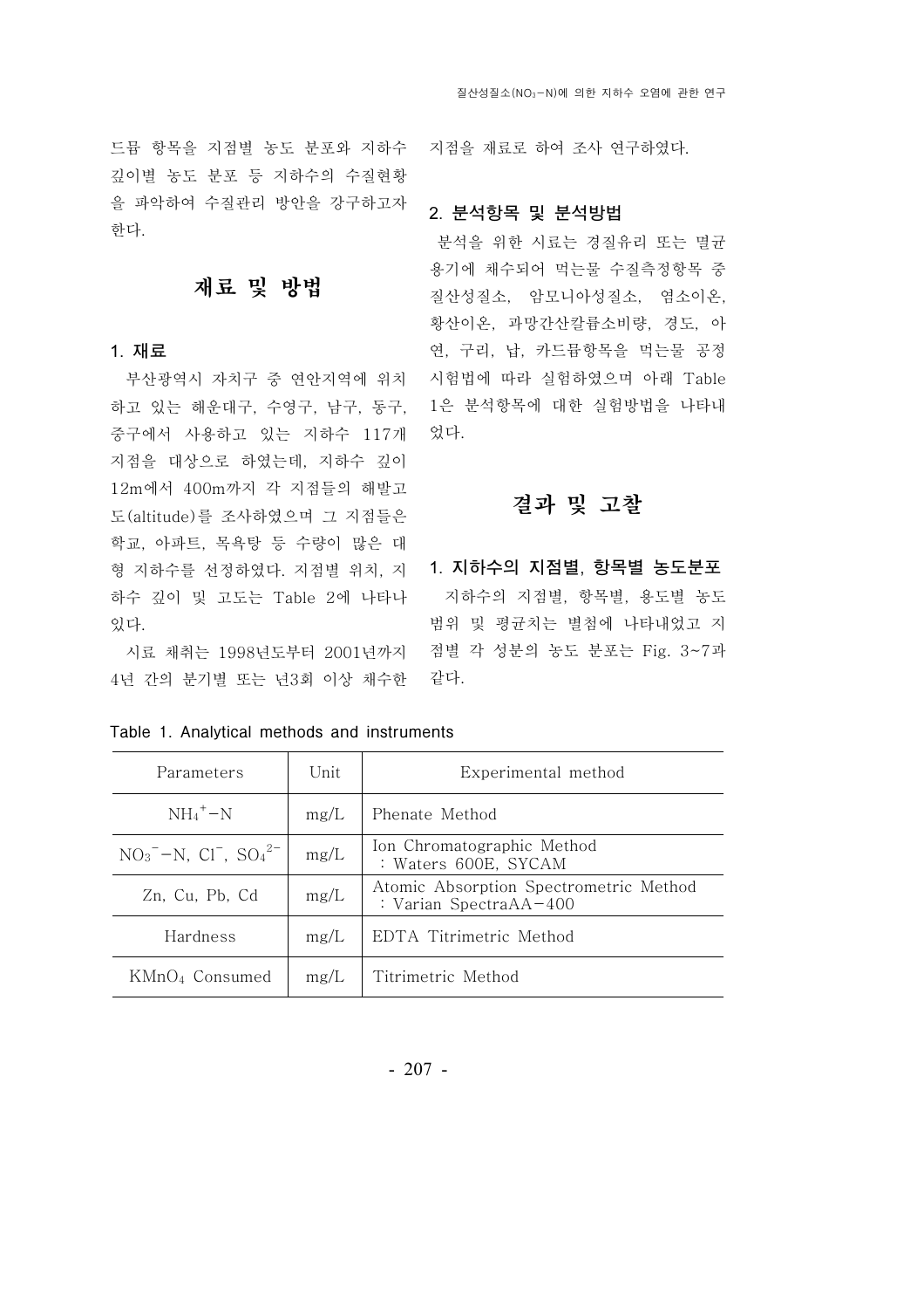드뮴 항목을 지점별 농도 분포와 지하수 깊이별 농도 분포 등 지하수의 수질현황을 파악하여 수질관리 방안을 강구하고자 한다.

# 재료 및 방법

## 1. 재료

부산광역시 자치구 중 연안지역에 위치하고 있는 해운대구, 수영구, 남구, 동구, 중구에서 사용하고 있는 지하수 117개 지점을 대상으로 하였는데, 지하수 깊이 12m에서 400m까지 각 지점들의 해발고도(altitude)를 조사하였으며 그 지점들은 학교, 아파트, 목욕탕 등 수량이 많은 대형 지하수를 선정하였다. 지점별 위치, 지하수 깊이 및 고도는 Table 2에 나타나 있다.

시료 채취는 1998년도부터 2001년까지 4년 간의 분기별 또는 년3회 이상 채수한 지점을 재료로 하여 조사 연구하였다.

## 2. 분석항목 및 분석방법

분석을 위한 시료는 경질유리 또는 멸균용기에 채수되어 먹는물 수질측정항목 중 질산성질소, 암모니아성질소, 염소이온, 황산이온, 과망간산칼륨소비량, 경도, 아연, 구리, 납, 카드뮴항목을 먹는물 공정시험법에 따라 실험하였으며 아래 Table 1은 분석항목에 대한 실험방법을 나타내었다.

# 결과 및 고찰

## 1. 지하수의 지점별, 항목별 농도분포

지하수의 지점별, 항목별, 용도별 농도범위 및 평균치는 별첨에 나타내었고 지점별 각 성분의 농도 분포는 Fig. 3~7과 같다.

Table 1. Analytical methods and instruments

| Parameters | Unit | Experimental method |
|---|---|---|
| $NH_4^+-N$ | mg/L | Phenate Method |
| $NO_3^--N$, $Cl^-$, $SO_4^{2-}$ | mg/L | Ion Chromatographic Method : Waters 600E, SYCAM |
| Zn, Cu, Pb, Cd | mg/L | Atomic Absorption Spectrometric Method : Varian SpectraAA-400 |
| Hardness | mg/L | EDTA Titrimetric Method |
| $KMnO_4$ Consumed | mg/L | Titrimetric Method |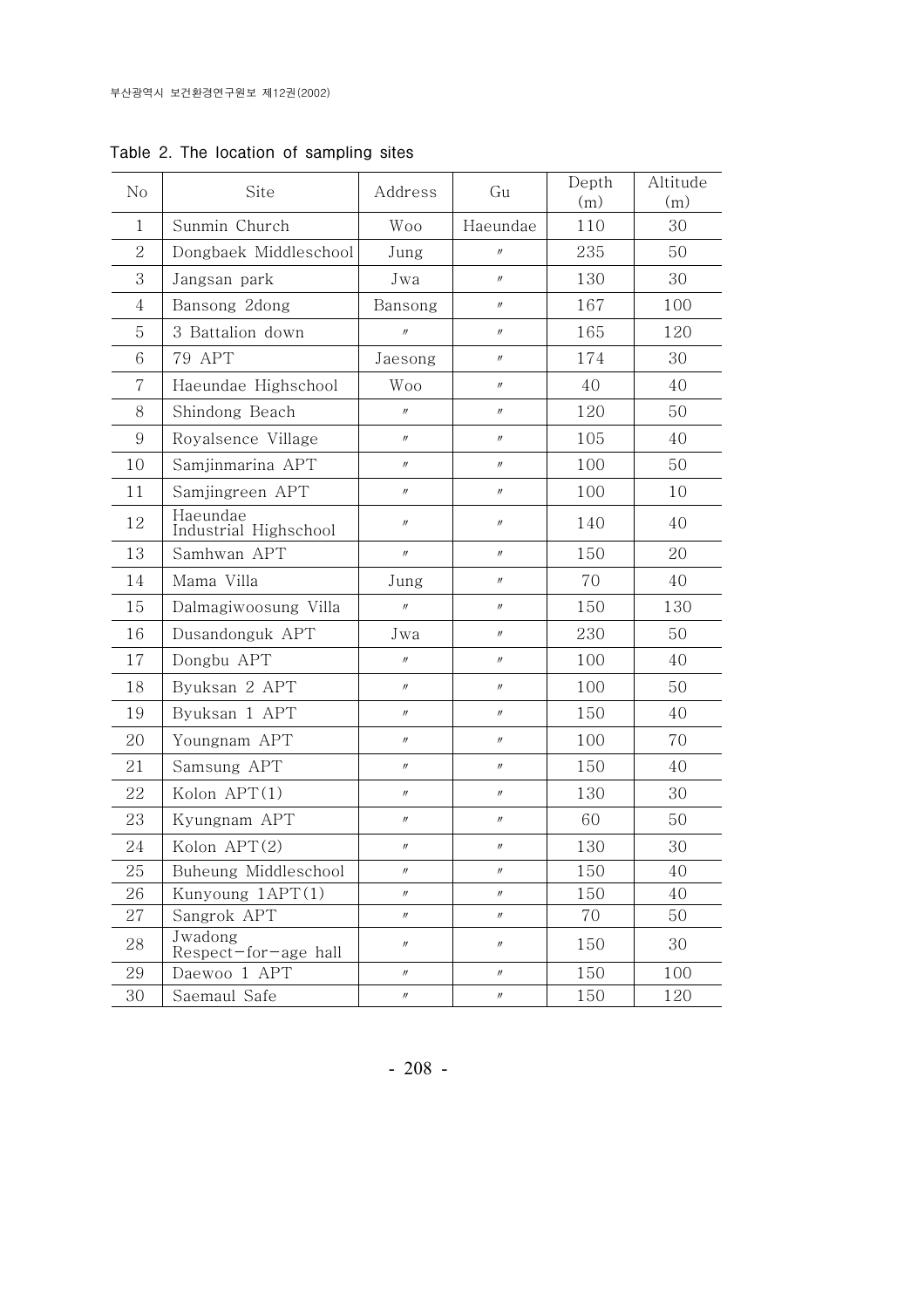Table 2. The location of sampling sites

| No | Site | Address | Gu | Depth (m) | Altitude (m) |
|---|---|---|---|---|---|
| 1 | Sunmin Church | Woo | Haeundae | 110 | 30 |
| 2 | Dongbaek Middleschool | Jung | 〃 | 235 | 50 |
| 3 | Jangsan park | Jwa | 〃 | 130 | 30 |
| 4 | Bansong 2dong | Bansong | 〃 | 167 | 100 |
| 5 | 3 Battalion down | 〃 | 〃 | 165 | 120 |
| 6 | 79 APT | Jaesong | 〃 | 174 | 30 |
| 7 | Haeundae Highschool | Woo | 〃 | 40 | 40 |
| 8 | Shindong Beach | 〃 | 〃 | 120 | 50 |
| 9 | Royalsence Village | 〃 | 〃 | 105 | 40 |
| 10 | Samjinmarina APT | 〃 | 〃 | 100 | 50 |
| 11 | Samjingreen APT | 〃 | 〃 | 100 | 10 |
| 12 | Haeundae Industrial Highschool | 〃 | 〃 | 140 | 40 |
| 13 | Samhwan APT | 〃 | 〃 | 150 | 20 |
| 14 | Mama Villa | Jung | 〃 | 70 | 40 |
| 15 | Dalmagiwoosung Villa | 〃 | 〃 | 150 | 130 |
| 16 | Dusandonguk APT | Jwa | 〃 | 230 | 50 |
| 17 | Dongbu APT | 〃 | 〃 | 100 | 40 |
| 18 | Byuksan 2 APT | 〃 | 〃 | 100 | 50 |
| 19 | Byuksan 1 APT | 〃 | 〃 | 150 | 40 |
| 20 | Youngnam APT | 〃 | 〃 | 100 | 70 |
| 21 | Samsung APT | 〃 | 〃 | 150 | 40 |
| 22 | Kolon APT(1) | 〃 | 〃 | 130 | 30 |
| 23 | Kyungnam APT | 〃 | 〃 | 60 | 50 |
| 24 | Kolon APT(2) | 〃 | 〃 | 130 | 30 |
| 25 | Buheung Middleschool | 〃 | 〃 | 150 | 40 |
| 26 | Kunyoung 1APT(1) | 〃 | 〃 | 150 | 40 |
| 27 | Sangrok APT | 〃 | 〃 | 70 | 50 |
| 28 | Jwadong Respect-for-age hall | 〃 | 〃 | 150 | 30 |
| 29 | Daewoo 1 APT | 〃 | 〃 | 150 | 100 |
| 30 | Saemaul Safe | 〃 | 〃 | 150 | 120 |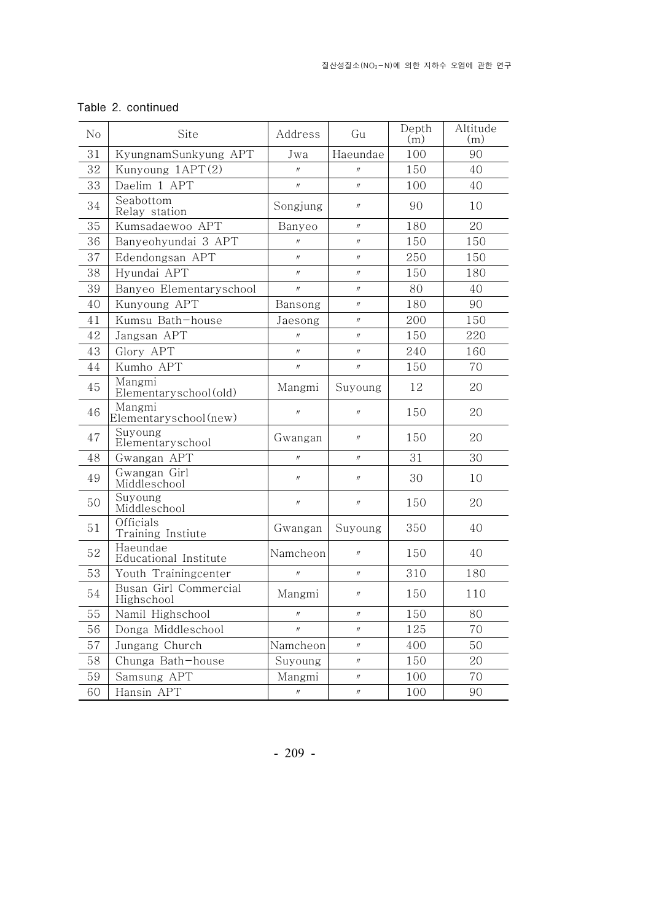Table 2. continued

| No | Site | Address | Gu | Depth (m) | Altitude (m) |
|---|---|---|---|---|---|
| 31 | KyungnamSunkyung APT | Jwa | Haeundae | 100 | 90 |
| 32 | Kunyoung 1APT(2) | 〃 | 〃 | 150 | 40 |
| 33 | Daelim 1 APT | 〃 | 〃 | 100 | 40 |
| 34 | Seabottom Relay station | Songjung | 〃 | 90 | 10 |
| 35 | Kumsadaewoo APT | Banyeo | 〃 | 180 | 20 |
| 36 | Banyeohyundai 3 APT | 〃 | 〃 | 150 | 150 |
| 37 | Edendongsan APT | 〃 | 〃 | 250 | 150 |
| 38 | Hyundai APT | 〃 | 〃 | 150 | 180 |
| 39 | Banyeo Elementaryschool | 〃 | 〃 | 80 | 40 |
| 40 | Kunyoung APT | Bansong | 〃 | 180 | 90 |
| 41 | Kumsu Bath-house | Jaesong | 〃 | 200 | 150 |
| 42 | Jangsan APT | 〃 | 〃 | 150 | 220 |
| 43 | Glory APT | 〃 | 〃 | 240 | 160 |
| 44 | Kumho APT | 〃 | 〃 | 150 | 70 |
| 45 | Mangmi Elementaryschool(old) | Mangmi | Suyoung | 12 | 20 |
| 46 | Mangmi Elementaryschool(new) | 〃 | 〃 | 150 | 20 |
| 47 | Suyoung Elementaryschool | Gwangan | 〃 | 150 | 20 |
| 48 | Gwangan APT | 〃 | 〃 | 31 | 30 |
| 49 | Gwangan Girl Middleschool | 〃 | 〃 | 30 | 10 |
| 50 | Suyoung Middleschool | 〃 | 〃 | 150 | 20 |
| 51 | Officials Training Instiute | Gwangan | Suyoung | 350 | 40 |
| 52 | Haeundae Educational Institute | Namcheon | 〃 | 150 | 40 |
| 53 | Youth Trainingcenter | 〃 | 〃 | 310 | 180 |
| 54 | Busan Girl Commercial Highschool | Mangmi | 〃 | 150 | 110 |
| 55 | Namil Highschool | 〃 | 〃 | 150 | 80 |
| 56 | Donga Middleschool | 〃 | 〃 | 125 | 70 |
| 57 | Jungang Church | Namcheon | 〃 | 400 | 50 |
| 58 | Chunga Bath-house | Suyoung | 〃 | 150 | 20 |
| 59 | Samsung APT | Mangmi | 〃 | 100 | 70 |
| 60 | Hansin APT | 〃 | 〃 | 100 | 90 |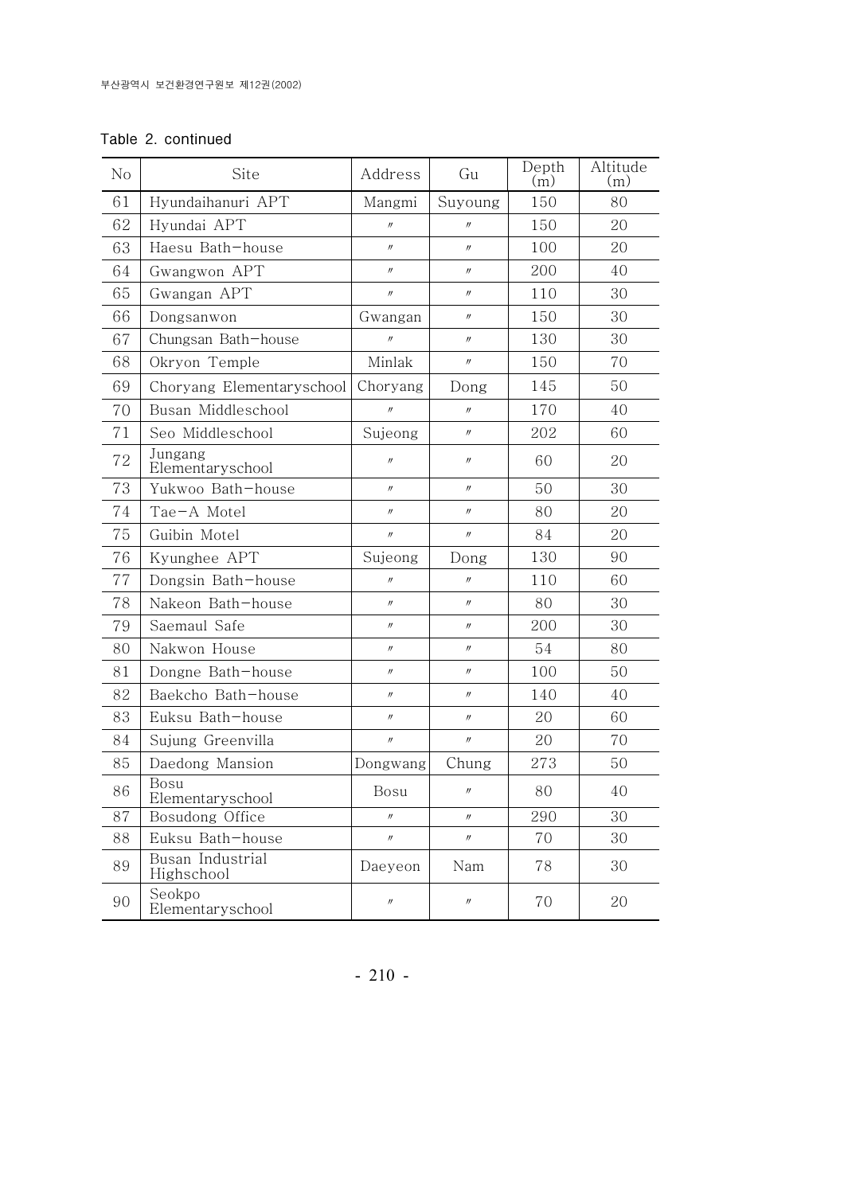Table 2. continued

| No | Site | Address | Gu | Depth (m) | Altitude (m) |
|---|---|---|---|---|---|
| 61 | Hyundaihanuri APT | Mangmi | Suyoung | 150 | 80 |
| 62 | Hyundai APT | 〃 | 〃 | 150 | 20 |
| 63 | Haesu Bath-house | 〃 | 〃 | 100 | 20 |
| 64 | Gwangwon APT | 〃 | 〃 | 200 | 40 |
| 65 | Gwangan APT | 〃 | 〃 | 110 | 30 |
| 66 | Dongsanwon | Gwangan | 〃 | 150 | 30 |
| 67 | Chungsan Bath-house | 〃 | 〃 | 130 | 30 |
| 68 | Okryon Temple | Minlak | 〃 | 150 | 70 |
| 69 | Choryang Elementaryschool | Choryang | Dong | 145 | 50 |
| 70 | Busan Middleschool | 〃 | 〃 | 170 | 40 |
| 71 | Seo Middleschool | Sujeong | 〃 | 202 | 60 |
| 72 | Jungang Elementaryschool | 〃 | 〃 | 60 | 20 |
| 73 | Yukwoo Bath-house | 〃 | 〃 | 50 | 30 |
| 74 | Tae-A Motel | 〃 | 〃 | 80 | 20 |
| 75 | Guibin Motel | 〃 | 〃 | 84 | 20 |
| 76 | Kyunghee APT | Sujeong | Dong | 130 | 90 |
| 77 | Dongsin Bath-house | 〃 | 〃 | 110 | 60 |
| 78 | Nakeon Bath-house | 〃 | 〃 | 80 | 30 |
| 79 | Saemaul Safe | 〃 | 〃 | 200 | 30 |
| 80 | Nakwon House | 〃 | 〃 | 54 | 80 |
| 81 | Dongne Bath-house | 〃 | 〃 | 100 | 50 |
| 82 | Baekcho Bath-house | 〃 | 〃 | 140 | 40 |
| 83 | Euksu Bath-house | 〃 | 〃 | 20 | 60 |
| 84 | Sujung Greenvilla | 〃 | 〃 | 20 | 70 |
| 85 | Daedong Mansion | Dongwang | Chung | 273 | 50 |
| 86 | Bosu Elementaryschool | Bosu | 〃 | 80 | 40 |
| 87 | Bosudong Office | 〃 | 〃 | 290 | 30 |
| 88 | Euksu Bath-house | 〃 | 〃 | 70 | 30 |
| 89 | Busan Industrial Highschool | Daeyeon | Nam | 78 | 30 |
| 90 | Seokpo Elementaryschool | 〃 | 〃 | 70 | 20 |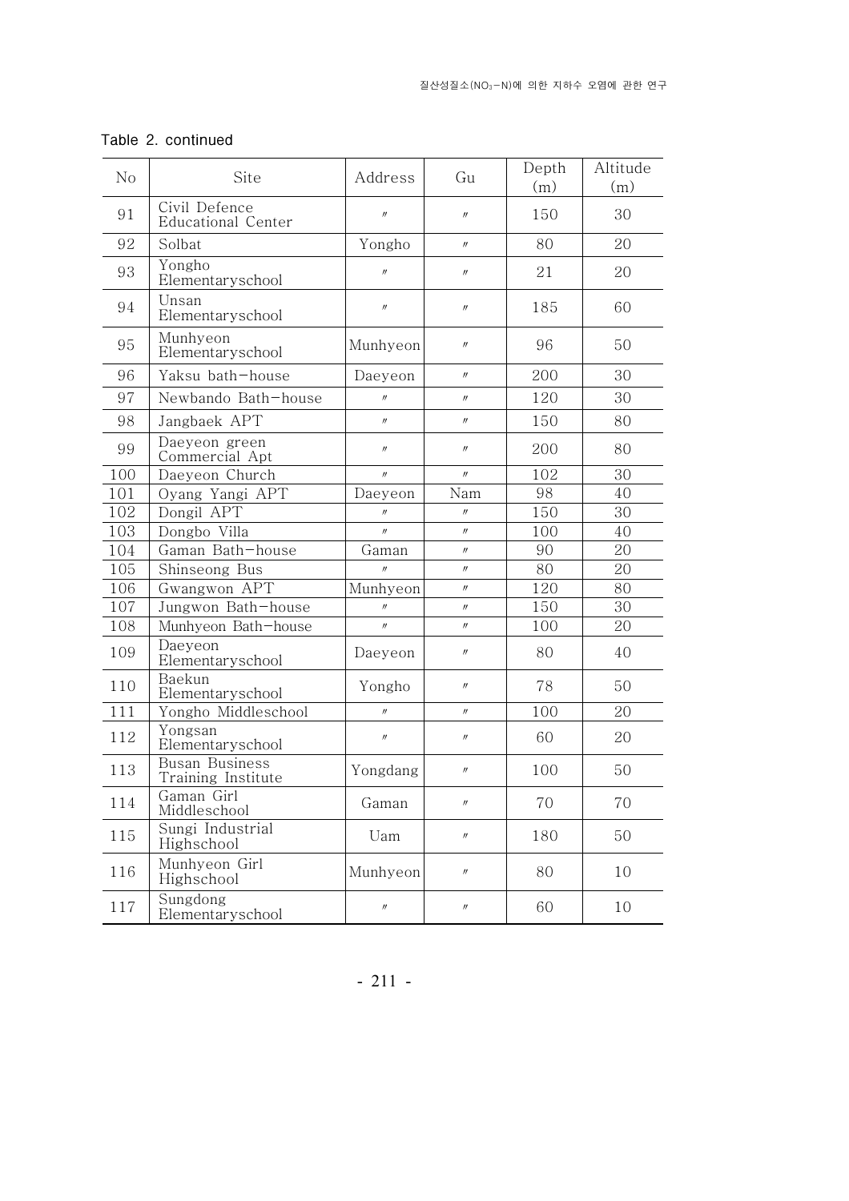Table 2. continued

| No | Site | Address | Gu | Depth (m) | Altitude (m) |
|---|---|---|---|---|---|
| 91 | Civil Defence Educational Center | 〃 | 〃 | 150 | 30 |
| 92 | Solbat | Yongho | 〃 | 80 | 20 |
| 93 | Yongho Elementaryschool | 〃 | 〃 | 21 | 20 |
| 94 | Unsan Elementaryschool | 〃 | 〃 | 185 | 60 |
| 95 | Munhyeon Elementaryschool | Munhyeon | 〃 | 96 | 50 |
| 96 | Yaksu bath-house | Daeyeon | 〃 | 200 | 30 |
| 97 | Newbando Bath-house | 〃 | 〃 | 120 | 30 |
| 98 | Jangbaek APT | 〃 | 〃 | 150 | 80 |
| 99 | Daeyeon green Commercial Apt | 〃 | 〃 | 200 | 80 |
| 100 | Daeyeon Church | 〃 | 〃 | 102 | 30 |
| 101 | Oyang Yangi APT | Daeyeon | Nam | 98 | 40 |
| 102 | Dongil APT | 〃 | 〃 | 150 | 30 |
| 103 | Dongbo Villa | 〃 | 〃 | 100 | 40 |
| 104 | Gaman Bath-house | Gaman | 〃 | 90 | 20 |
| 105 | Shinseong Bus | 〃 | 〃 | 80 | 20 |
| 106 | Gwangwon APT | Munhyeon | 〃 | 120 | 80 |
| 107 | Jungwon Bath-house | 〃 | 〃 | 150 | 30 |
| 108 | Munhyeon Bath-house | 〃 | 〃 | 100 | 20 |
| 109 | Daeyeon Elementaryschool | Daeyeon | 〃 | 80 | 40 |
| 110 | Baekun Elementaryschool | Yongho | 〃 | 78 | 50 |
| 111 | Yongho Middleschool | 〃 | 〃 | 100 | 20 |
| 112 | Yongsan Elementaryschool | 〃 | 〃 | 60 | 20 |
| 113 | Busan Business Training Institute | Yongdang | 〃 | 100 | 50 |
| 114 | Gaman Girl Middleschool | Gaman | 〃 | 70 | 70 |
| 115 | Sungi Industrial Highschool | Uam | 〃 | 180 | 50 |
| 116 | Munhyeon Girl Highschool | Munhyeon | 〃 | 80 | 10 |
| 117 | Sungdong Elementaryschool | 〃 | 〃 | 60 | 10 |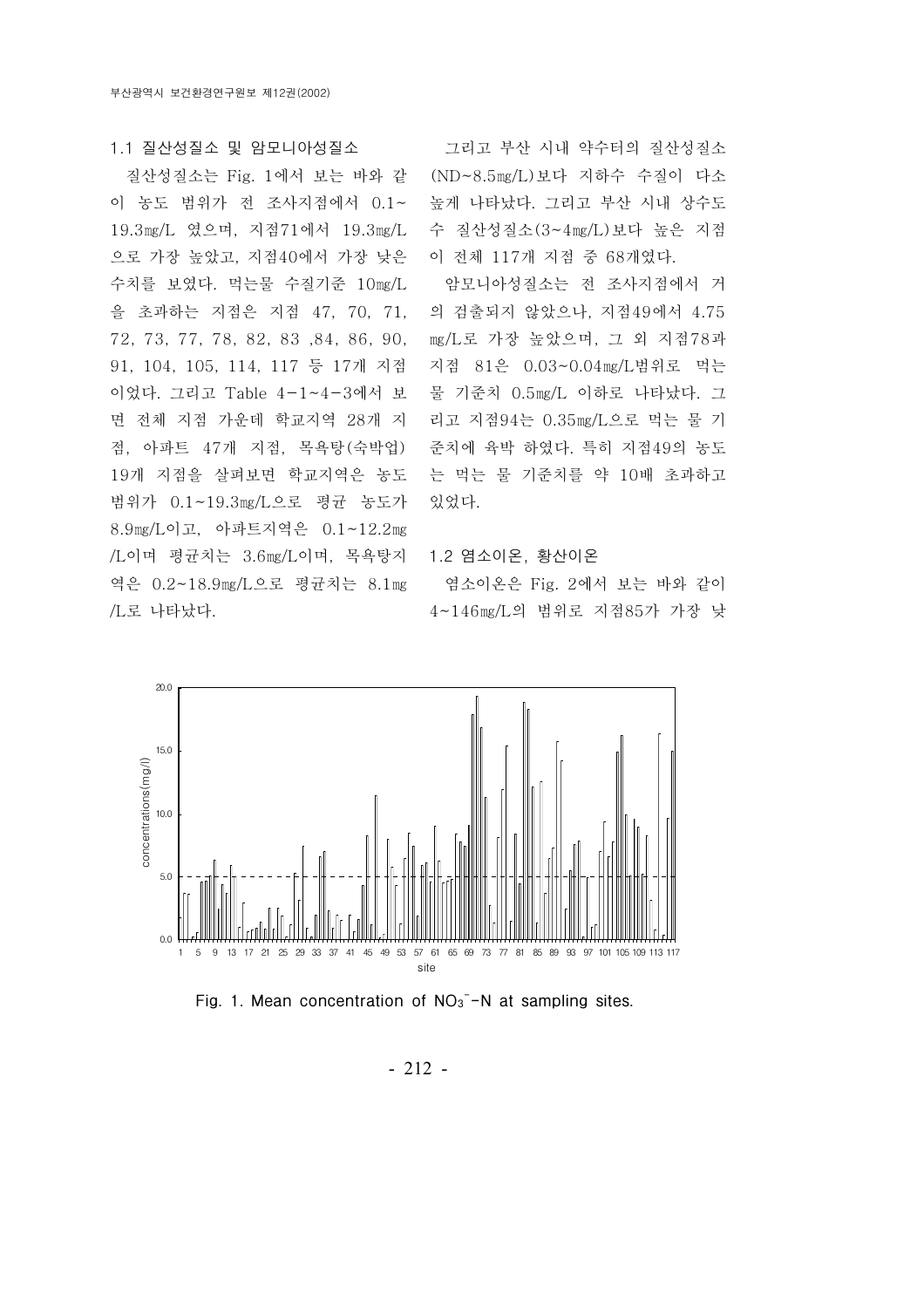### 1.1 질산성질소 및 암모니아성질소

질산성질소는 Fig. 1에서 보는 바와 같이 농도 범위가 전 조사지점에서 0.1~19.3㎎/L 였으며, 지점71에서 19.3㎎/L으로 가장 높았고, 지점40에서 가장 낮은 수치를 보였다. 먹는물 수질기준 10㎎/L을 초과하는 지점은 지점 47, 70, 71, 72, 73, 77, 78, 82, 83 ,84, 86, 90, 91, 104, 105, 114, 117 등 17개 지점이었다. 그리고 Table 4-1~4-3에서 보면 전체 지점 가운데 학교지역 28개 지점, 아파트 47개 지점, 목욕탕(숙박업) 19개 지점을 살펴보면 학교지역은 농도 범위가 0.1~19.3㎎/L으로 평균 농도가 8.9㎎/L이고, 아파트지역은 0.1~12.2㎎/L이며 평균치는 3.6㎎/L이며, 목욕탕지역은 0.2~18.9㎎/L으로 평균치는 8.1㎎/L로 나타났다.

그리고 부산 시내 약수터의 질산성질소(ND~8.5㎎/L)보다 지하수 수질이 다소 높게 나타났다. 그리고 부산 시내 상수도수 질산성질소(3~4㎎/L)보다 높은 지점이 전체 117개 지점 중 68개였다.

암모니아성질소는 전 조사지점에서 거의 검출되지 않았으나, 지점49에서 4.75㎎/L로 가장 높았으며, 그 외 지점78과 지점 81은 0.03~0.04㎎/L범위로 먹는물 기준치 0.5㎎/L 이하로 나타났다. 그리고 지점94는 0.35㎎/L으로 먹는 물 기준치에 육박 하였다. 특히 지점49의 농도는 먹는 물 기준치를 약 10배 초과하고 있었다.

### 1.2 염소이온, 황산이온

염소이온은 Fig. 2에서 보는 바와 같이 4~146㎎/L의 범위로 지점85가 가장 낮

concentrations(mg/l)
20.0
15.0
10.0
5.0
0.0
1 5 9 13 17 21 25 29 33 37 41 45 49 53 57 61 65 69 73 77 81 85 89 93 97 101 105 109 113 117
site

Fig. 1. Mean concentration of $NO_3^-$-N at sampling sites.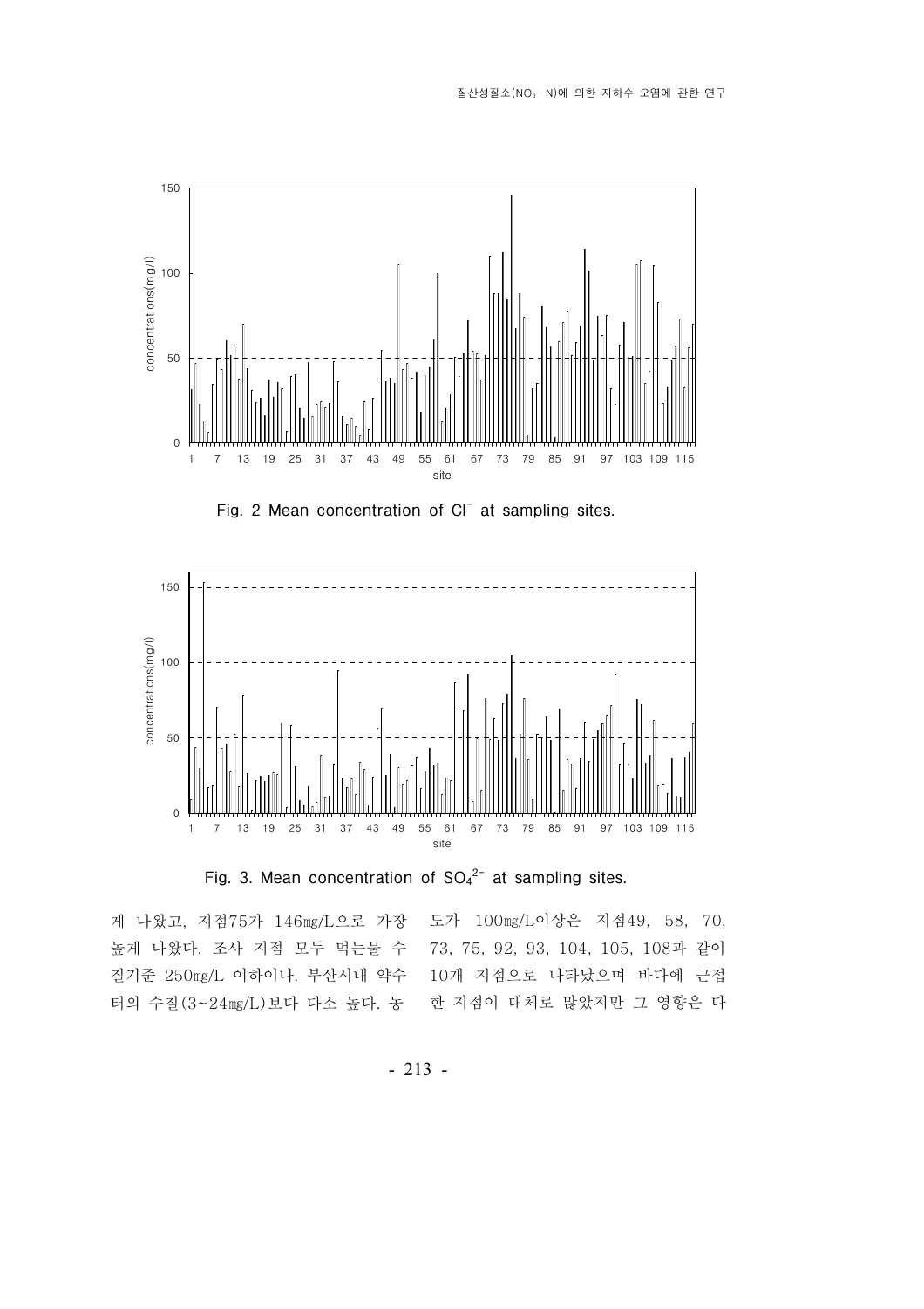150

100

50

0

concentrations(mg/l)

1 7 13 19 25 31 37 43 49 55 61 67 73 79 85 91 97 103 109 115

site

Fig. 2 Mean concentration of $Cl^-$ at sampling sites.

150

100

50

0

concentrations(mg/l)

1 7 13 19 25 31 37 43 49 55 61 67 73 79 85 91 97 103 109 115

site

Fig. 3. Mean concentration of $SO_4^{2-}$ at sampling sites.

게 나왔고, 지점75가 146㎎/L으로 가장 높게 나왔다. 조사 지점 모두 먹는물 수질기준 250㎎/L 이하이나, 부산시내 약수터의 수질(3~24㎎/L)보다 다소 높다. 농도가 100㎎/L이상은 지점49, 58, 70, 73, 75, 92, 93, 104, 105, 108과 같이 10개 지점으로 나타났으며 바다에 근접한 지점이 대체로 많았지만 그 영향은 다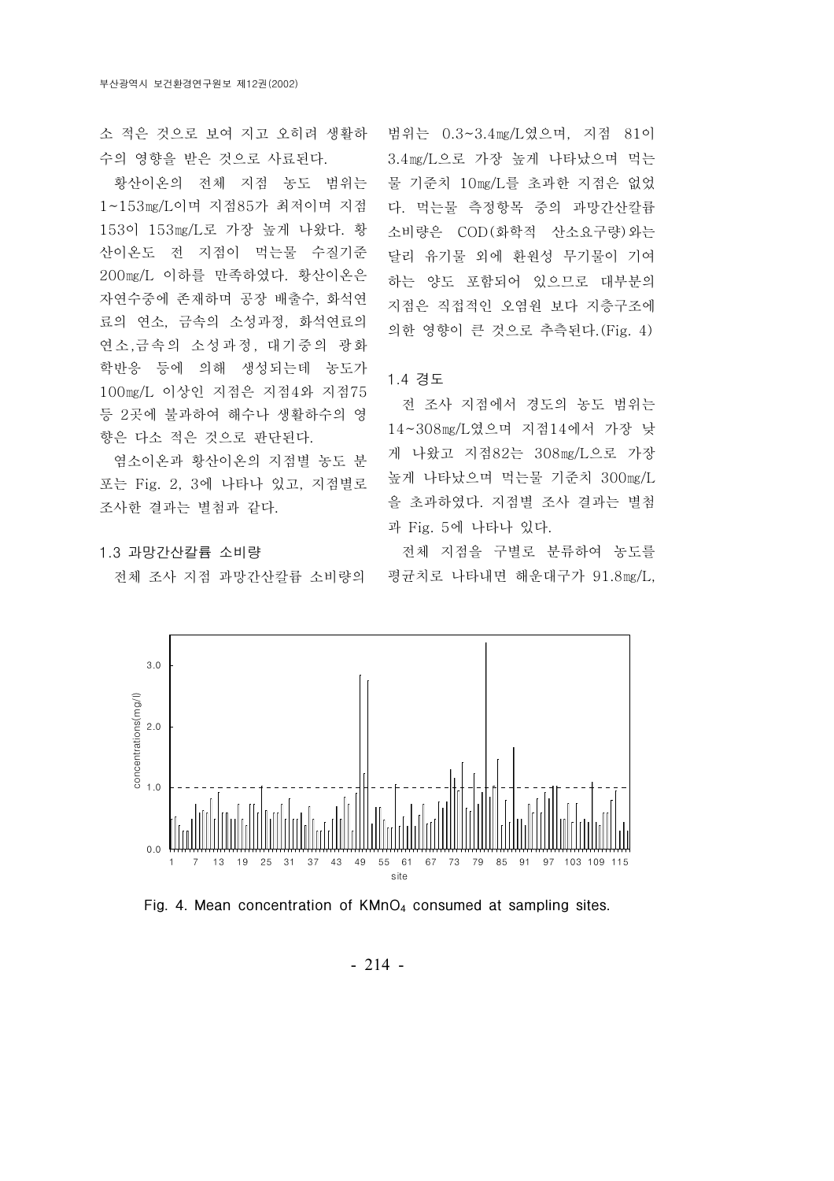소 적은 것으로 보여 지고 오히려 생활하수의 영향을 받은 것으로 사료된다.

황산이온의 전체 지점 농도 범위는 1~153㎎/L이며 지점85가 최저이며 지점153이 153㎎/L로 가장 높게 나왔다. 황산이온도 전 지점이 먹는물 수질기준 200㎎/L 이하를 만족하였다. 황산이온은 자연수중에 존재하며 공장 배출수, 화석연료의 연소, 금속의 소성과정, 화석연료의 연소,금속의 소성과정, 대기중의 광화학반응 등에 의해 생성되는데 농도가 100㎎/L 이상인 지점은 지점4와 지점75 등 2곳에 불과하여 해수나 생활하수의 영향은 다소 적은 것으로 판단된다.

염소이온과 황산이온의 지점별 농도 분포는 Fig. 2, 3에 나타나 있고, 지점별로 조사한 결과는 별첨과 같다.

### 1.3 과망간산칼륨 소비량

전체 조사 지점 과망간산칼륨 소비량의 범위는 0.3~3.4㎎/L였으며, 지점 81이 3.4㎎/L으로 가장 높게 나타났으며 먹는물 기준치 10㎎/L를 초과한 지점은 없었다. 먹는물 측정항목 중의 과망간산칼륨 소비량은 COD(화학적 산소요구량)와는 달리 유기물 외에 환원성 무기물이 기여하는 양도 포함되어 있으므로 대부분의 지점은 직접적인 오염원 보다 지층구조에 의한 영향이 큰 것으로 추측된다.(Fig. 4)

### 1.4 경도

전 조사 지점에서 경도의 농도 범위는 14~308㎎/L였으며 지점14에서 가장 낮게 나왔고 지점82는 308㎎/L으로 가장 높게 나타났으며 먹는물 기준치 300㎎/L을 초과하였다. 지점별 조사 결과는 별첨과 Fig. 5에 나타나 있다.

전체 지점을 구별로 분류하여 농도를 평균치로 나타내면 해운대구가 91.8㎎/L,

concentrations(mg/l)
3.0
2.0
1.0
0.0
1 7 13 19 25 31 37 43 49 55 61 67 73 79 85 91 97 103 109 115
site

Fig. 4. Mean concentration of $KMnO_4$ consumed at sampling sites.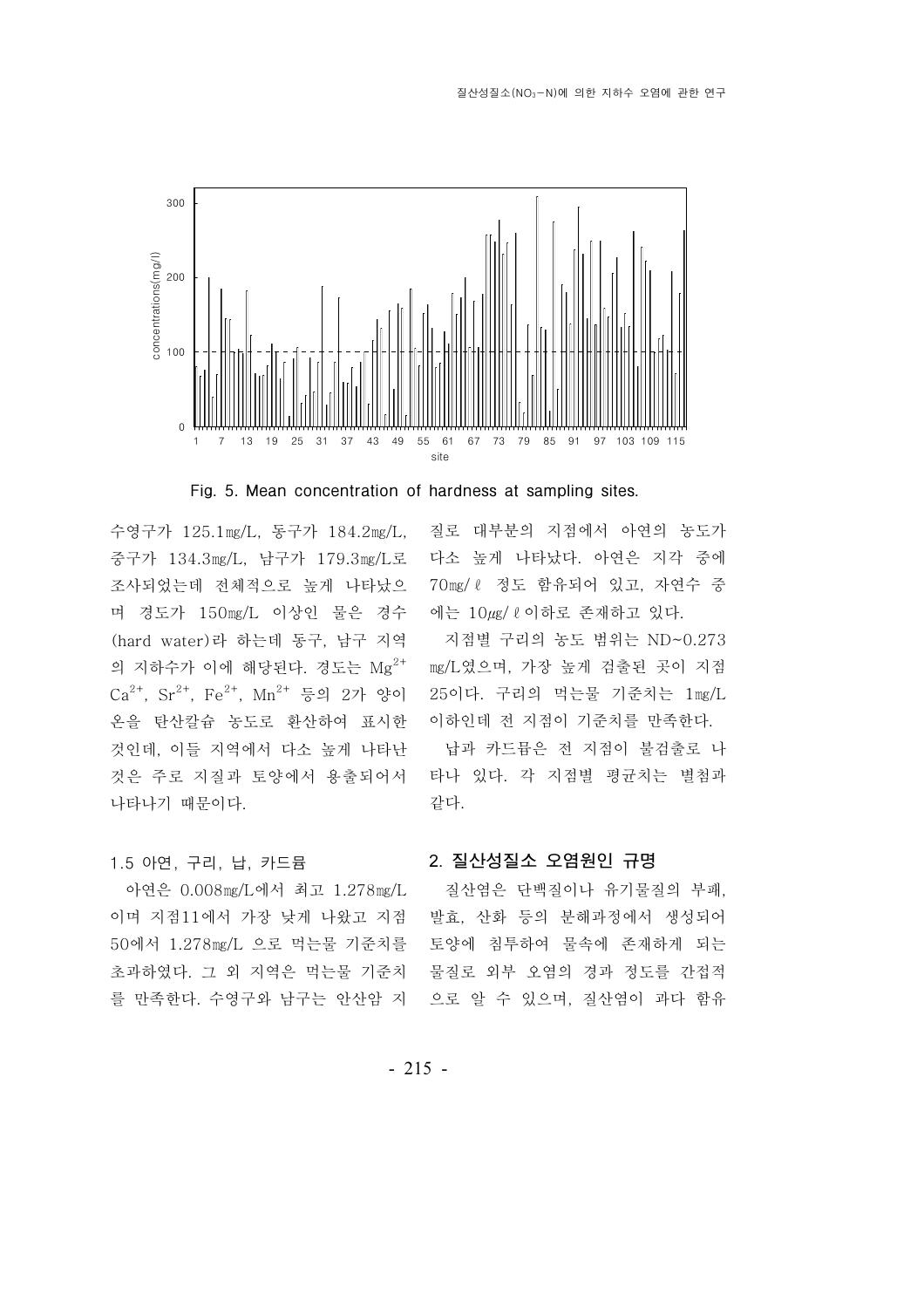300
200
100
0
concentrations(mg/l)
1 7 13 19 25 31 37 43 49 55 61 67 73 79 85 91 97 103 109 115
site

Fig. 5. Mean concentration of hardness at sampling sites.

수영구가 125.1㎎/L, 동구가 184.2㎎/L, 중구가 134.3㎎/L, 남구가 179.3㎎/L로 조사되었는데 전체적으로 높게 나타났으며 경도가 150㎎/L 이상인 물은 경수(hard water)라 하는데 동구, 남구 지역의 지하수가 이에 해당된다. 경도는 $Mg^{2+}$ $Ca^{2+}$, $Sr^{2+}$, $Fe^{2+}$, $Mn^{2+}$ 등의 2가 양이온을 탄산칼슘 농도로 환산하여 표시한 것인데, 이들 지역에서 다소 높게 나타난 것은 주로 지질과 토양에서 용출되어서 나타나기 때문이다.

### 1.5 아연, 구리, 납, 카드뮴

아연은 0.008㎎/L에서 최고 1.278㎎/L이며 지점11에서 가장 낮게 나왔고 지점50에서 1.278㎎/L 으로 먹는물 기준치를 초과하였다. 그 외 지역은 먹는물 기준치를 만족한다. 수영구와 남구는 안산암 지질로 대부분의 지점에서 아연의 농도가 다소 높게 나타났다. 아연은 지각 중에 70㎎/ℓ 정도 함유되어 있고, 자연수 중에는 10㎍/ℓ 이하로 존재하고 있다.

지점별 구리의 농도 범위는 ND~0.273㎎/L였으며, 가장 높게 검출된 곳이 지점25이다. 구리의 먹는물 기준치는 1㎎/L 이하인데 전 지점이 기준치를 만족한다.

납과 카드뮴은 전 지점이 불검출로 나타나 있다. 각 지점별 평균치는 별첨과 같다.

## 2. 질산성질소 오염원인 규명

질산염은 단백질이나 유기물질의 부패, 발효, 산화 등의 분해과정에서 생성되어 토양에 침투하여 물속에 존재하게 되는 물질로 외부 오염의 경과 정도를 간접적으로 알 수 있으며, 질산염이 과다 함유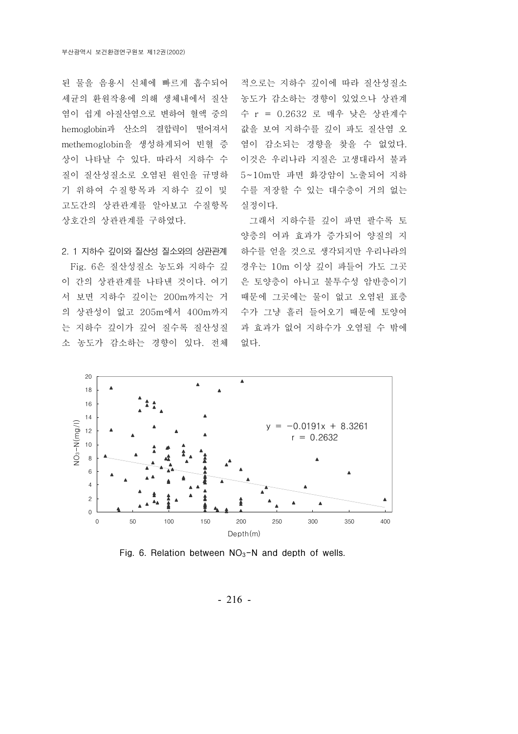된 물을 음용시 신체에 빠르게 흡수되어 세균의 환원작용에 의해 생체내에서 질산염이 쉽게 아질산염으로 변하여 혈액 중의 hemoglobin과 산소의 결합력이 떨어져서 methemoglobin을 생성하게되어 빈혈 증상이 나타날 수 있다. 따라서 지하수 수질이 질산성질소로 오염된 원인을 규명하기 위하여 수질항목과 지하수 깊이 및 고도간의 상관관계를 알아보고 수질항목 상호간의 상관관계를 구하였다.

## 2. 1 지하수 깊이와 질산성 질소와의 상관관계

Fig. 6은 질산성질소 농도와 지하수 깊이 간의 상관관계를 나타낸 것이다. 여기서 보면 지하수 깊이는 200m까지는 거의 상관성이 없고 205m에서 400m까지는 지하수 깊이가 깊어 질수록 질산성질소 농도가 감소하는 경향이 있다. 전체적으로는 지하수 깊이에 따라 질산성질소 농도가 감소하는 경향이 있었으나 상관계수 r = 0.2632 로 매우 낮은 상관계수 값을 보여 지하수를 깊이 파도 질산염 오염이 감소되는 경향을 찾을 수 없었다. 이것은 우리나라 지질은 고생대라서 불과 5~10m만 파면 화강암이 노출되어 지하수를 저장할 수 있는 대수층이 거의 없는 실정이다.

그래서 지하수를 깊이 파면 팔수록 토양층의 여과 효과가 증가되어 양질의 지하수를 얻을 것으로 생각되지만 우리나라의 경우는 10m 이상 깊이 파들어 가도 그곳은 토양층이 아니고 불투수성 암반층이기 때문에 그곳에는 물이 없고 오염된 표층수가 그냥 흘러 들어오기 때문에 토양여과 효과가 없어 지하수가 오염될 수 밖에 없다.

$y = -0.0191x + 8.3261$

$r = 0.2632$

$NO_3$-N(mg/l)

Depth(m)

Fig. 6. Relation between $NO_3$-N and depth of wells.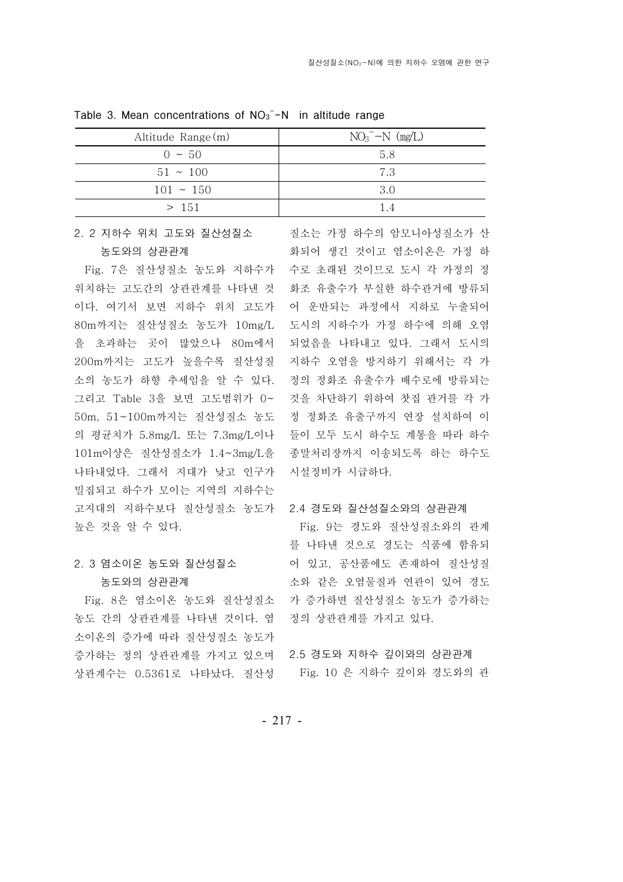Table 3. Mean concentrations of $NO_3^-$-N in altitude range

| Altitude Range(m) | $NO_3^-$-N (mg/L) |
|---|---|
| 0 ~ 50 | 5.8 |
| 51 ~ 100 | 7.3 |
| 101 ~ 150 | 3.0 |
| > 151 | 1.4 |

## 2. 2 지하수 위치 고도와 질산성질소 농도와의 상관관계

Fig. 7은 질산성질소 농도와 지하수가 위치하는 고도간의 상관관계를 나타낸 것이다. 여기서 보면 지하수 위치 고도가 80m까지는 질산성질소 농도가 10mg/L을 초과하는 곳이 많았으나 80m에서 200m까지는 고도가 높을수록 질산성질소의 농도가 하향 추세임을 알 수 있다. 그리고 Table 3을 보면 고도범위가 0~50m, 51~100m까지는 질산성질소 농도의 평균치가 5.8mg/L 또는 7.3mg/L이나 101m이상은 질산성질소가 1.4~3mg/L을 나타내었다. 그래서 지대가 낮고 인구가 밀집되고 하수가 모이는 지역의 지하수는 고지대의 지하수보다 질산성질소 농도가 높은 것을 알 수 있다.

## 2. 3 염소이온 농도와 질산성질소 농도와의 상관관계

Fig. 8은 염소이온 농도와 질산성질소 농도 간의 상관관계를 나타낸 것이다. 염소이온의 증가에 따라 질산성질소 농도가 증가하는 정의 상관관계를 가지고 있으며 상관계수는 0.5361로 나타났다. 질산성질소는 가정 하수의 암모니아성질소가 산화되어 생긴 것이고 염소이온은 가정 하수로 초래된 것이므로 도시 각 가정의 정화조 유출수가 부실한 하수관거에 방류되어 운반되는 과정에서 지하로 누출되어 도시의 지하수가 가정 하수에 의해 오염되었음을 나타내고 있다. 그래서 도시의 지하수 오염을 방지하기 위해서는 각 가정의 정화조 유출수가 배수로에 방류되는 것을 차단하기 위하여 찻집 관거를 각 가정 정화조 유출구까지 연장 설치하여 이들이 모두 도시 하수도 계통을 따라 하수종말처리장까지 이송되도록 하는 하수도 시설정비가 시급하다.

## 2.4 경도와 질산성질소와의 상관관계

Fig. 9는 경도와 질산성질소와의 관계를 나타낸 것으로 경도는 식품에 함유되어 있고, 공산품에도 존재하여 질산성질소와 같은 오염물질과 연관이 있어 경도가 증가하면 질산성질소 농도가 증가하는 정의 상관관계를 가지고 있다.

## 2.5 경도와 지하수 깊이와의 상관관계

Fig. 10 은 지하수 깊이와 경도와의 관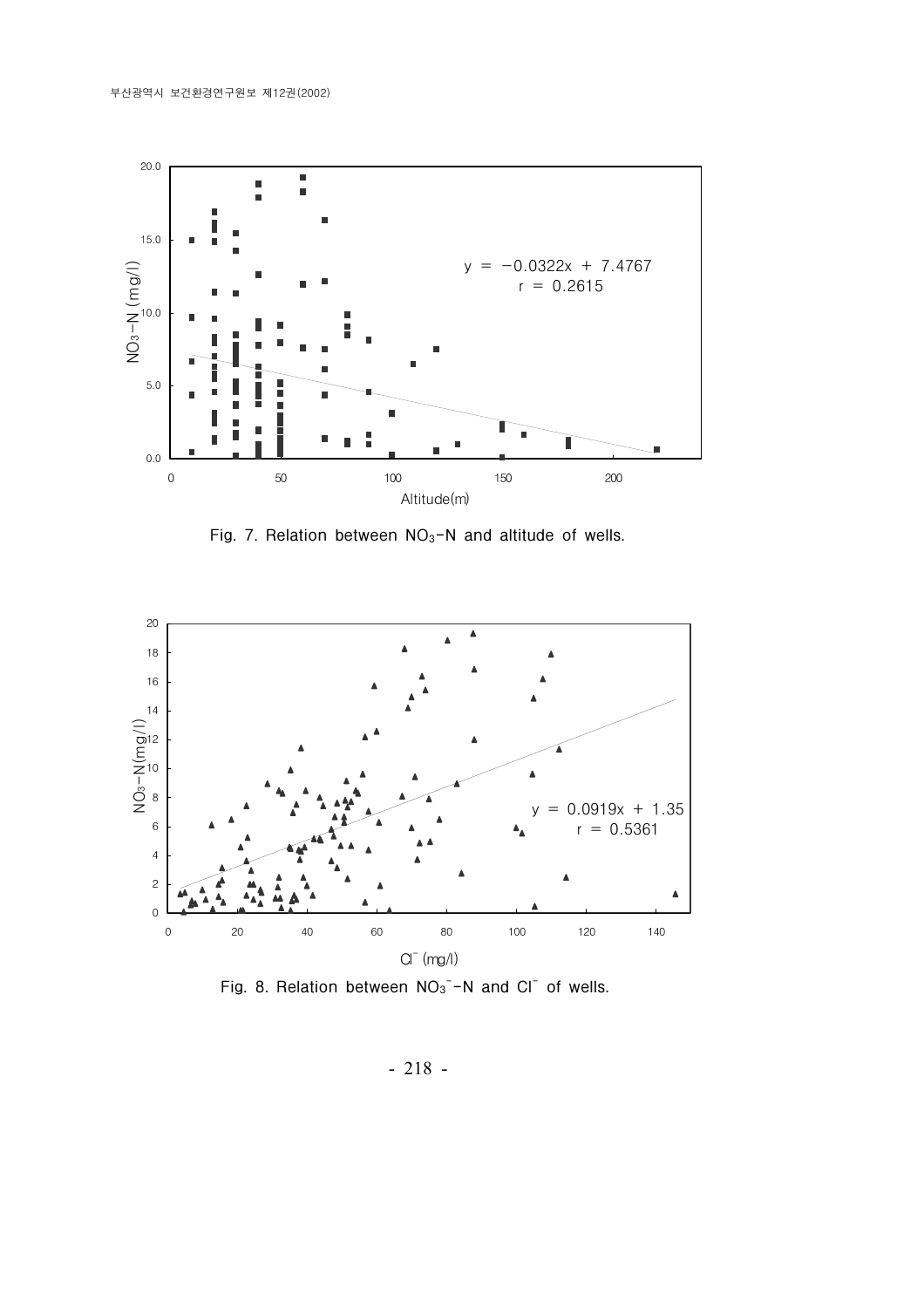20.0

15.0

10.0

5.0

0.0

0 50 100 150 200

$NO_3$-N (mg/l)

Altitude(m)

$y = -0.0322x + 7.4767$

$r = 0.2615$

Fig. 7. Relation between $NO_3$-N and altitude of wells.

20 18 16 14 12 10 8 6 4 2 0

0 20 40 60 80 100 120 140

$NO_3$-N(mg/l)

$Cl^-$ (mg/l)

$y = 0.0919x + 1.35$

$r = 0.5361$

Fig. 8. Relation between $NO_3^-$-N and $Cl^-$ of wells.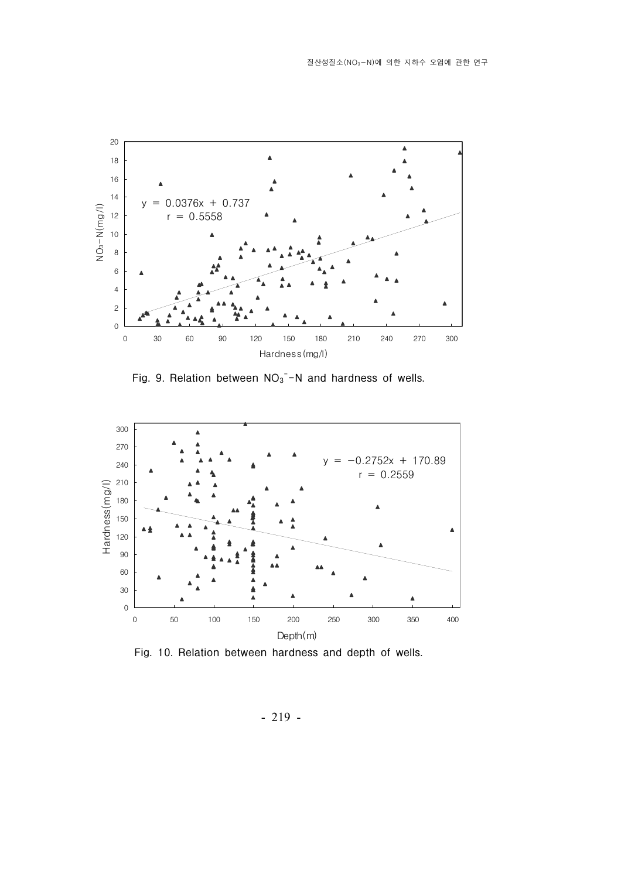20
18
16
14
12
10
8
6
4
2
0

$NO_3$-N(mg/l)

$y = 0.0376x + 0.737$
$r = 0.5558$

0 30 60 90 120 150 180 210 240 270 300

Hardness(mg/l)

Fig. 9. Relation between $NO_3^-$-N and hardness of wells.

300
270
240
210
180
150
120
90
60
30
0

Hardness(mg/l)

$y = -0.2752x + 170.89$
$r = 0.2559$

0 50 100 150 200 250 300 350 400

Depth(m)

Fig. 10. Relation between hardness and depth of wells.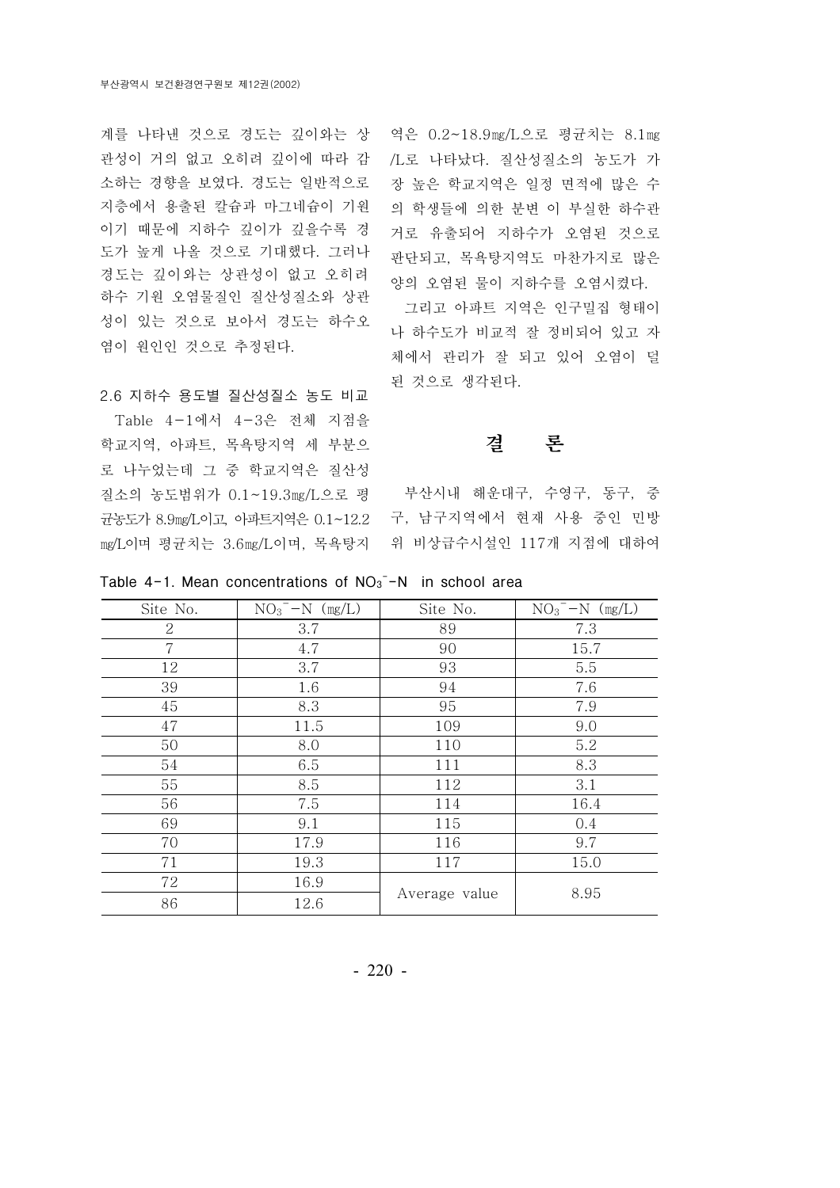계를 나타낸 것으로 경도는 깊이와는 상관성이 거의 없고 오히려 깊이에 따라 감소하는 경향을 보였다. 경도는 일반적으로 지층에서 용출된 칼슘과 마그네슘이 기원이기 때문에 지하수 깊이가 깊을수록 경도가 높게 나올 것으로 기대했다. 그러나 경도는 깊이와는 상관성이 없고 오히려 하수 기원 오염물질인 질산성질소와 상관성이 있는 것으로 보아서 경도는 하수오염이 원인인 것으로 추정된다.

### 2.6 지하수 용도별 질산성질소 농도 비교

Table 4-1에서 4-3은 전체 지점을 학교지역, 아파트, 목욕탕지역 세 부분으로 나누었는데 그 중 학교지역은 질산성질소의 농도범위가 0.1~19.3㎎/L으로 평균농도가 8.9㎎/L이고, 아파트지역은 0.1~12.2㎎/L이며 평균치는 3.6㎎/L이며, 목욕탕지역은 0.2~18.9㎎/L으로 평균치는 8.1㎎/L로 나타났다. 질산성질소의 농도가 가장 높은 학교지역은 일정 면적에 많은 수의 학생들에 의한 분변 이 부실한 하수관거로 유출되어 지하수가 오염된 것으로 판단되고, 목욕탕지역도 마찬가지로 많은 양의 오염된 물이 지하수를 오염시켰다.

그리고 아파트 지역은 인구밀집 형태이나 하수도가 비교적 잘 정비되어 있고 자체에서 관리가 잘 되고 있어 오염이 덜 된 것으로 생각된다.

## 결 론

부산시내 해운대구, 수영구, 동구, 중구, 남구지역에서 현재 사용 중인 민방위 비상급수시설인 117개 지점에 대하여

Table 4-1. Mean concentrations of $NO_3^-$-N in school area

| Site No. | $NO_3^-$-N (㎎/L) | Site No. | $NO_3^-$-N (㎎/L) |
|---|---|---|---|
| 2 | 3.7 | 89 | 7.3 |
| 7 | 4.7 | 90 | 15.7 |
| 12 | 3.7 | 93 | 5.5 |
| 39 | 1.6 | 94 | 7.6 |
| 45 | 8.3 | 95 | 7.9 |
| 47 | 11.5 | 109 | 9.0 |
| 50 | 8.0 | 110 | 5.2 |
| 54 | 6.5 | 111 | 8.3 |
| 55 | 8.5 | 112 | 3.1 |
| 56 | 7.5 | 114 | 16.4 |
| 69 | 9.1 | 115 | 0.4 |
| 70 | 17.9 | 116 | 9.7 |
| 71 | 19.3 | 117 | 15.0 |
| 72 | 16.9 | Average value | 8.95 |
| 86 | 12.6 | | |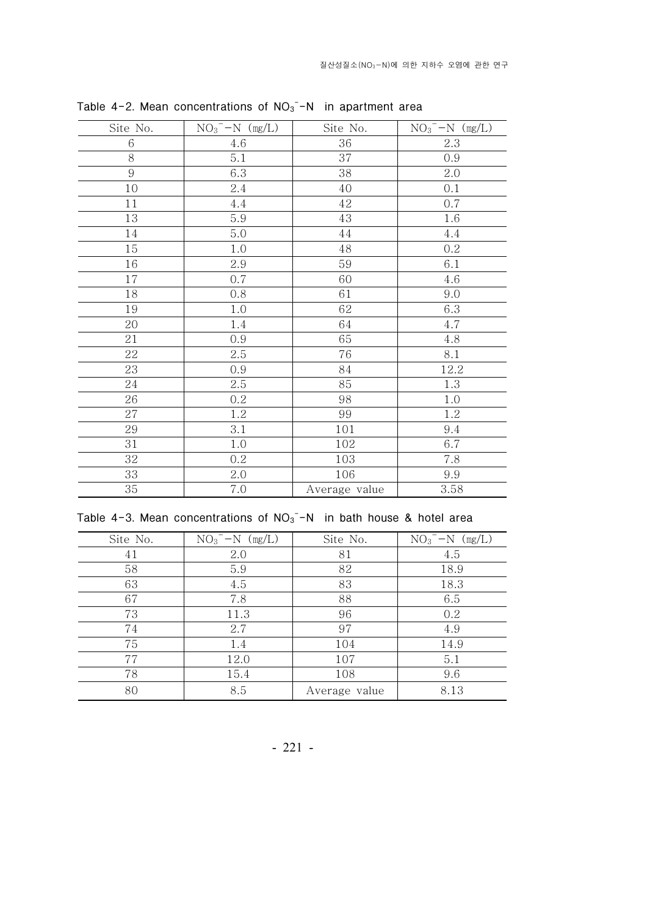Table 4-2. Mean concentrations of $NO_3^-$-N in apartment area

| Site No. | $NO_3^-$-N (mg/L) | Site No. | $NO_3^-$-N (mg/L) |
|---|---|---|---|
| 6 | 4.6 | 36 | 2.3 |
| 8 | 5.1 | 37 | 0.9 |
| 9 | 6.3 | 38 | 2.0 |
| 10 | 2.4 | 40 | 0.1 |
| 11 | 4.4 | 42 | 0.7 |
| 13 | 5.9 | 43 | 1.6 |
| 14 | 5.0 | 44 | 4.4 |
| 15 | 1.0 | 48 | 0.2 |
| 16 | 2.9 | 59 | 6.1 |
| 17 | 0.7 | 60 | 4.6 |
| 18 | 0.8 | 61 | 9.0 |
| 19 | 1.0 | 62 | 6.3 |
| 20 | 1.4 | 64 | 4.7 |
| 21 | 0.9 | 65 | 4.8 |
| 22 | 2.5 | 76 | 8.1 |
| 23 | 0.9 | 84 | 12.2 |
| 24 | 2.5 | 85 | 1.3 |
| 26 | 0.2 | 98 | 1.0 |
| 27 | 1.2 | 99 | 1.2 |
| 29 | 3.1 | 101 | 9.4 |
| 31 | 1.0 | 102 | 6.7 |
| 32 | 0.2 | 103 | 7.8 |
| 33 | 2.0 | 106 | 9.9 |
| 35 | 7.0 | Average value | 3.58 |

Table 4-3. Mean concentrations of $NO_3^-$-N in bath house & hotel area

| Site No. | $NO_3^-$-N (mg/L) | Site No. | $NO_3^-$-N (mg/L) |
|---|---|---|---|
| 41 | 2.0 | 81 | 4.5 |
| 58 | 5.9 | 82 | 18.9 |
| 63 | 4.5 | 83 | 18.3 |
| 67 | 7.8 | 88 | 6.5 |
| 73 | 11.3 | 96 | 0.2 |
| 74 | 2.7 | 97 | 4.9 |
| 75 | 1.4 | 104 | 14.9 |
| 77 | 12.0 | 107 | 5.1 |
| 78 | 15.4 | 108 | 9.6 |
| 80 | 8.5 | Average value | 8.13 |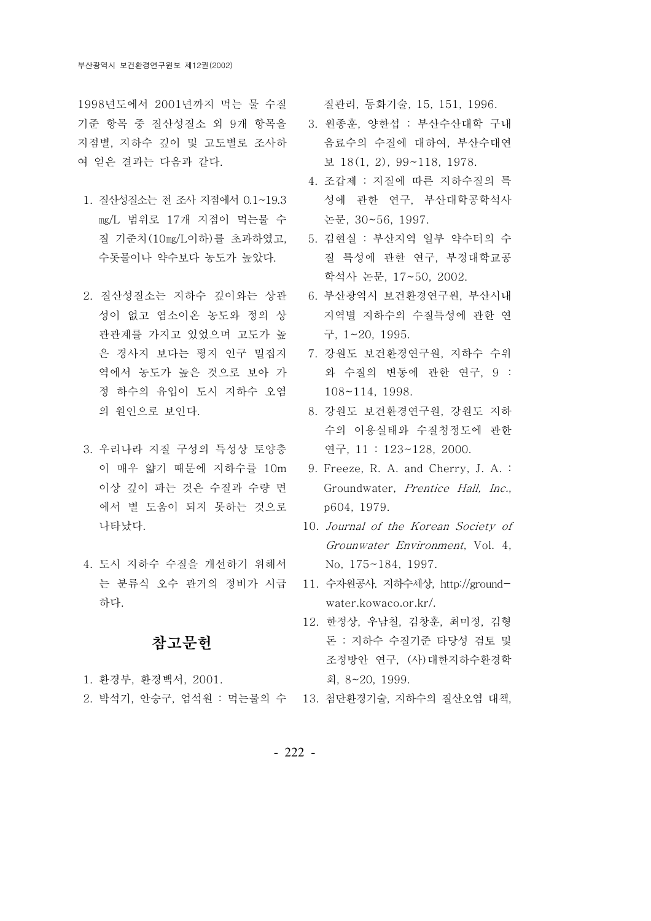1998년도에서 2001년까지 먹는 물 수질 기준 항목 중 질산성질소 외 9개 항목을 지점별, 지하수 깊이 및 고도별로 조사하여 얻은 결과는 다음과 같다.

1. 질산성질소는 전 조사 지점에서 0.1~19.3 ㎎/L 범위로 17개 지점이 먹는물 수질 기준치(10㎎/L이하)를 초과하였고, 수돗물이나 약수보다 농도가 높았다.

2. 질산성질소는 지하수 깊이와는 상관성이 없고 염소이온 농도와 정의 상관관계를 가지고 있었으며 고도가 높은 경사지 보다는 평지 인구 밀집지역에서 농도가 높은 것으로 보아 가정 하수의 유입이 도시 지하수 오염의 원인으로 보인다.

3. 우리나라 지질 구성의 특성상 토양층이 매우 얇기 때문에 지하수를 10m 이상 깊이 파는 것은 수질과 수량 면에서 별 도움이 되지 못하는 것으로 나타났다.

4. 도시 지하수 수질을 개선하기 위해서는 분류식 오수 관거의 정비가 시급하다.

## 참고문헌

1. 환경부, 환경백서, 2001.
2. 박석기, 안승구, 엄석원 : 먹는물의 수질관리, 동화기술, 15, 151, 1996.
3. 원종훈, 양한섭 : 부산수산대학 구내 음료수의 수질에 대하여, 부산수대연보 18(1, 2), 99~118, 1978.
4. 조갑제 : 지질에 따른 지하수질의 특성에 관한 연구, 부산대학공학석사 논문, 30~56, 1997.
5. 김현실 : 부산지역 일부 약수터의 수질 특성에 관한 연구, 부경대학교공학석사 논문, 17~50, 2002.
6. 부산광역시 보건환경연구원, 부산시내 지역별 지하수의 수질특성에 관한 연구, 1~20, 1995.
7. 강원도 보건환경연구원, 지하수 수위와 수질의 변동에 관한 연구, 9 : 108~114, 1998.
8. 강원도 보건환경연구원, 강원도 지하수의 이용실태와 수질청정도에 관한 연구, 11 : 123~128, 2000.
9. Freeze, R. A. and Cherry, J. A. : Groundwater, *Prentice Hall, Inc.*, p604, 1979.
10. *Journal of the Korean Society of Grounwater Environment*, Vol. 4, No, 175~184, 1997.
11. 수자원공사. 지하수세상, http://groundwater.kowaco.or.kr/.
12. 한정상, 우남칠, 김창훈, 최미정, 김형돈 : 지하수 수질기준 타당성 검토 및 조정방안 연구, (사)대한지하수환경학회, 8~20, 1999.
13. 첨단환경기술, 지하수의 질산오염 대책,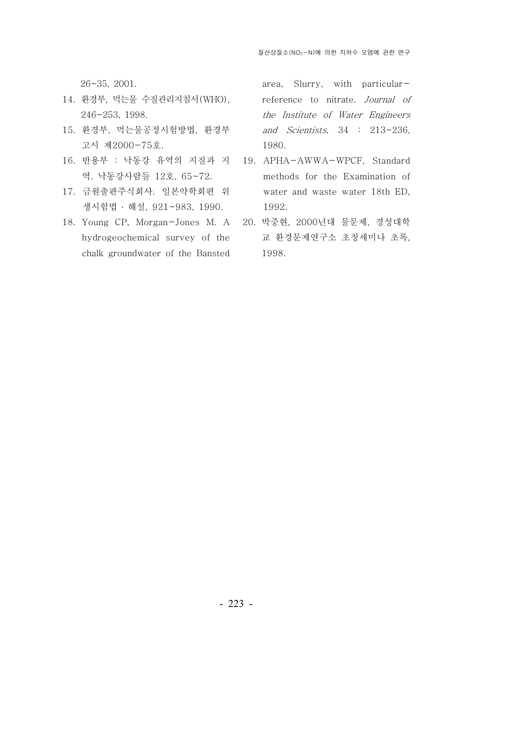26~35, 2001.

14. 환경부, 먹는물 수질관리지침서(WHO), 246~253, 1998.
15. 환경부, 먹는물공정시험방법, 환경부 고시 제2000-75호.
16. 반용부 : 낙동강 유역의 지질과 지역. 낙동강사람들 12호, 65~72.
17. 금원출판주식회사. 일본약학회편 위생시험법 · 해설, 921~983, 1990.
18. Young CP, Morgan-Jones M. A hydrogeochemical survey of the chalk groundwater of the Bansted area, Slurry, with particular-reference to nitrate. *Journal of the Institute of Water Engineers and Scientists*, 34 : 213~236, 1980.
19. APHA-AWWA-WPCF, Standard methods for the Examination of water and waste water 18th ED, 1992.
20. 박중현, 2000년대 물문제, 경성대학교 환경문제연구소 초청세미나 초록, 1998.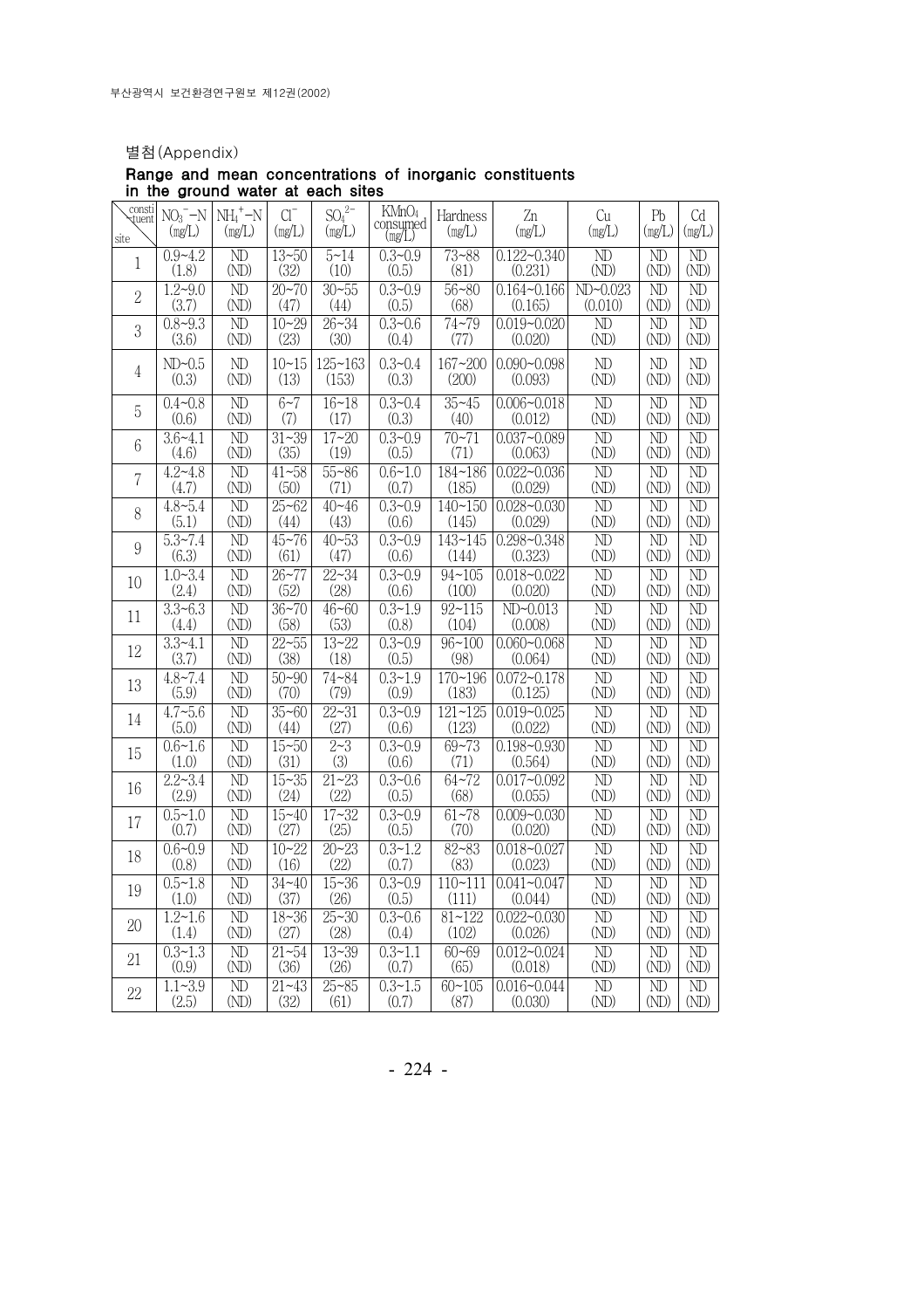별첨(Appendix)

**Range and mean concentrations of inorganic constituents in the ground water at each sites**

| constituent / site | $NO_3^-$-N (㎎/L) | $NH_4^+$-N (㎎/L) | $Cl^-$ (㎎/L) | $SO_4^{2-}$ (㎎/L) | $KMnO_4$ consumed (㎎/L) | Hardness (㎎/L) | Zn (㎎/L) | Cu (㎎/L) | Pb (㎎/L) | Cd (㎎/L) |
|---|---|---|---|---|---|---|---|---|---|---|
| 1 | 0.9~4.2 (1.8) | ND (ND) | 13~50 (32) | 5~14 (10) | 0.3~0.9 (0.5) | 73~88 (81) | 0.122~0.340 (0.231) | ND (ND) | ND (ND) | ND (ND) |
| 2 | 1.2~9.0 (3.7) | ND (ND) | 20~70 (47) | 30~55 (44) | 0.3~0.9 (0.5) | 56~80 (68) | 0.164~0.166 (0.165) | ND~0.023 (0.010) | ND (ND) | ND (ND) |
| 3 | 0.8~9.3 (3.6) | ND (ND) | 10~29 (23) | 26~34 (30) | 0.3~0.6 (0.4) | 74~79 (77) | 0.019~0.020 (0.020) | ND (ND) | ND (ND) | ND (ND) |
| 4 | ND~0.5 (0.3) | ND (ND) | 10~15 (13) | 125~163 (153) | 0.3~0.4 (0.3) | 167~200 (200) | 0.090~0.098 (0.093) | ND (ND) | ND (ND) | ND (ND) |
| 5 | 0.4~0.8 (0.6) | ND (ND) | 6~7 (7) | 16~18 (17) | 0.3~0.4 (0.3) | 35~45 (40) | 0.006~0.018 (0.012) | ND (ND) | ND (ND) | ND (ND) |
| 6 | 3.6~4.1 (4.6) | ND (ND) | 31~39 (35) | 17~20 (19) | 0.3~0.9 (0.5) | 70~71 (71) | 0.037~0.089 (0.063) | ND (ND) | ND (ND) | ND (ND) |
| 7 | 4.2~4.8 (4.7) | ND (ND) | 41~58 (50) | 55~86 (71) | 0.6~1.0 (0.7) | 184~186 (185) | 0.022~0.036 (0.029) | ND (ND) | ND (ND) | ND (ND) |
| 8 | 4.8~5.4 (5.1) | ND (ND) | 25~62 (44) | 40~46 (43) | 0.3~0.9 (0.6) | 140~150 (145) | 0.028~0.030 (0.029) | ND (ND) | ND (ND) | ND (ND) |
| 9 | 5.3~7.4 (6.3) | ND (ND) | 45~76 (61) | 40~53 (47) | 0.3~0.9 (0.6) | 143~145 (144) | 0.298~0.348 (0.323) | ND (ND) | ND (ND) | ND (ND) |
| 10 | 1.0~3.4 (2.4) | ND (ND) | 26~77 (52) | 22~34 (28) | 0.3~0.9 (0.6) | 94~105 (100) | 0.018~0.022 (0.020) | ND (ND) | ND (ND) | ND (ND) |
| 11 | 3.3~6.3 (4.4) | ND (ND) | 36~70 (58) | 46~60 (53) | 0.3~1.9 (0.8) | 92~115 (104) | ND~0.013 (0.008) | ND (ND) | ND (ND) | ND (ND) |
| 12 | 3.3~4.1 (3.7) | ND (ND) | 22~55 (38) | 13~22 (18) | 0.3~0.9 (0.5) | 96~100 (98) | 0.060~0.068 (0.064) | ND (ND) | ND (ND) | ND (ND) |
| 13 | 4.8~7.4 (5.9) | ND (ND) | 50~90 (70) | 74~84 (79) | 0.3~1.9 (0.9) | 170~196 (183) | 0.072~0.178 (0.125) | ND (ND) | ND (ND) | ND (ND) |
| 14 | 4.7~5.6 (5.0) | ND (ND) | 35~60 (44) | 22~31 (27) | 0.3~0.9 (0.6) | 121~125 (123) | 0.019~0.025 (0.022) | ND (ND) | ND (ND) | ND (ND) |
| 15 | 0.6~1.6 (1.0) | ND (ND) | 15~50 (31) | 2~3 (3) | 0.3~0.9 (0.6) | 69~73 (71) | 0.198~0.930 (0.564) | ND (ND) | ND (ND) | ND (ND) |
| 16 | 2.2~3.4 (2.9) | ND (ND) | 15~35 (24) | 21~23 (22) | 0.3~0.6 (0.5) | 64~72 (68) | 0.017~0.092 (0.055) | ND (ND) | ND (ND) | ND (ND) |
| 17 | 0.5~1.0 (0.7) | ND (ND) | 15~40 (27) | 17~32 (25) | 0.3~0.9 (0.5) | 61~78 (70) | 0.009~0.030 (0.020) | ND (ND) | ND (ND) | ND (ND) |
| 18 | 0.6~0.9 (0.8) | ND (ND) | 10~22 (16) | 20~23 (22) | 0.3~1.2 (0.7) | 82~83 (83) | 0.018~0.027 (0.023) | ND (ND) | ND (ND) | ND (ND) |
| 19 | 0.5~1.8 (1.0) | ND (ND) | 34~40 (37) | 15~36 (26) | 0.3~0.9 (0.5) | 110~111 (111) | 0.041~0.047 (0.044) | ND (ND) | ND (ND) | ND (ND) |
| 20 | 1.2~1.6 (1.4) | ND (ND) | 18~36 (27) | 25~30 (28) | 0.3~0.6 (0.4) | 81~122 (102) | 0.022~0.030 (0.026) | ND (ND) | ND (ND) | ND (ND) |
| 21 | 0.3~1.3 (0.9) | ND (ND) | 21~54 (36) | 13~39 (26) | 0.3~1.1 (0.7) | 60~69 (65) | 0.012~0.024 (0.018) | ND (ND) | ND (ND) | ND (ND) |
| 22 | 1.1~3.9 (2.5) | ND (ND) | 21~43 (32) | 25~85 (61) | 0.3~1.5 (0.7) | 60~105 (87) | 0.016~0.044 (0.030) | ND (ND) | ND (ND) | ND (ND) |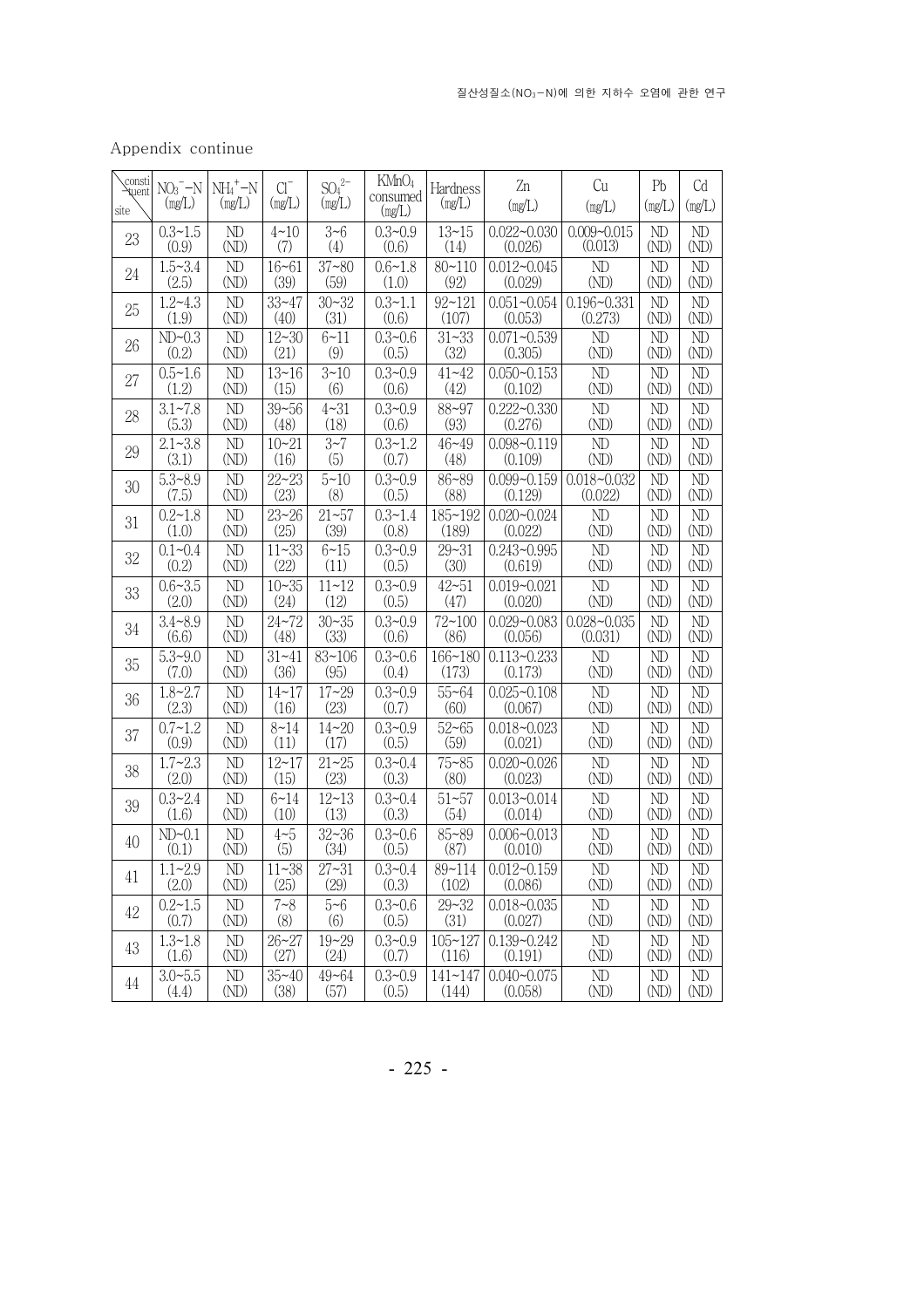Appendix continue

| constituent / site | $NO_3^-$-N (mg/L) | $NH_4^+$-N (mg/L) | $Cl^-$ (mg/L) | $SO_4^{2-}$ (mg/L) | $KMnO_4$ consumed (mg/L) | Hardness (mg/L) | Zn (mg/L) | Cu (mg/L) | Pb (mg/L) | Cd (mg/L) |
|---|---|---|---|---|---|---|---|---|---|---|
| 23 | 0.3~1.5 (0.9) | ND (ND) | 4~10 (7) | 3~6 (4) | 0.3~0.9 (0.6) | 13~15 (14) | 0.022~0.030 (0.026) | 0.009~0.015 (0.013) | ND (ND) | ND (ND) |
| 24 | 1.5~3.4 (2.5) | ND (ND) | 16~61 (39) | 37~80 (59) | 0.6~1.8 (1.0) | 80~110 (92) | 0.012~0.045 (0.029) | ND (ND) | ND (ND) | ND (ND) |
| 25 | 1.2~4.3 (1.9) | ND (ND) | 33~47 (40) | 30~32 (31) | 0.3~1.1 (0.6) | 92~121 (107) | 0.051~0.054 (0.053) | 0.196~0.331 (0.273) | ND (ND) | ND (ND) |
| 26 | ND~0.3 (0.2) | ND (ND) | 12~30 (21) | 6~11 (9) | 0.3~0.6 (0.5) | 31~33 (32) | 0.071~0.539 (0.305) | ND (ND) | ND (ND) | ND (ND) |
| 27 | 0.5~1.6 (1.2) | ND (ND) | 13~16 (15) | 3~10 (6) | 0.3~0.9 (0.6) | 41~42 (42) | 0.050~0.153 (0.102) | ND (ND) | ND (ND) | ND (ND) |
| 28 | 3.1~7.8 (5.3) | ND (ND) | 39~56 (48) | 4~31 (18) | 0.3~0.9 (0.6) | 88~97 (93) | 0.222~0.330 (0.276) | ND (ND) | ND (ND) | ND (ND) |
| 29 | 2.1~3.8 (3.1) | ND (ND) | 10~21 (16) | 3~7 (5) | 0.3~1.2 (0.7) | 46~49 (48) | 0.098~0.119 (0.109) | ND (ND) | ND (ND) | ND (ND) |
| 30 | 5.3~8.9 (7.5) | ND (ND) | 22~23 (23) | 5~10 (8) | 0.3~0.9 (0.5) | 86~89 (88) | 0.099~0.159 (0.129) | 0.018~0.032 (0.022) | ND (ND) | ND (ND) |
| 31 | 0.2~1.8 (1.0) | ND (ND) | 23~26 (25) | 21~57 (39) | 0.3~1.4 (0.8) | 185~192 (189) | 0.020~0.024 (0.022) | ND (ND) | ND (ND) | ND (ND) |
| 32 | 0.1~0.4 (0.2) | ND (ND) | 11~33 (22) | 6~15 (11) | 0.3~0.9 (0.5) | 29~31 (30) | 0.243~0.995 (0.619) | ND (ND) | ND (ND) | ND (ND) |
| 33 | 0.6~3.5 (2.0) | ND (ND) | 10~35 (24) | 11~12 (12) | 0.3~0.9 (0.5) | 42~51 (47) | 0.019~0.021 (0.020) | ND (ND) | ND (ND) | ND (ND) |
| 34 | 3.4~8.9 (6.6) | ND (ND) | 24~72 (48) | 30~35 (33) | 0.3~0.9 (0.6) | 72~100 (86) | 0.029~0.083 (0.056) | 0.028~0.035 (0.031) | ND (ND) | ND (ND) |
| 35 | 5.3~9.0 (7.0) | ND (ND) | 31~41 (36) | 83~106 (95) | 0.3~0.6 (0.4) | 166~180 (173) | 0.113~0.233 (0.173) | ND (ND) | ND (ND) | ND (ND) |
| 36 | 1.8~2.7 (2.3) | ND (ND) | 14~17 (16) | 17~29 (23) | 0.3~0.9 (0.7) | 55~64 (60) | 0.025~0.108 (0.067) | ND (ND) | ND (ND) | ND (ND) |
| 37 | 0.7~1.2 (0.9) | ND (ND) | 8~14 (11) | 14~20 (17) | 0.3~0.9 (0.5) | 52~65 (59) | 0.018~0.023 (0.021) | ND (ND) | ND (ND) | ND (ND) |
| 38 | 1.7~2.3 (2.0) | ND (ND) | 12~17 (15) | 21~25 (23) | 0.3~0.4 (0.3) | 75~85 (80) | 0.020~0.026 (0.023) | ND (ND) | ND (ND) | ND (ND) |
| 39 | 0.3~2.4 (1.6) | ND (ND) | 6~14 (10) | 12~13 (13) | 0.3~0.4 (0.3) | 51~57 (54) | 0.013~0.014 (0.014) | ND (ND) | ND (ND) | ND (ND) |
| 40 | ND~0.1 (0.1) | ND (ND) | 4~5 (5) | 32~36 (34) | 0.3~0.6 (0.5) | 85~89 (87) | 0.006~0.013 (0.010) | ND (ND) | ND (ND) | ND (ND) |
| 41 | 1.1~2.9 (2.0) | ND (ND) | 11~38 (25) | 27~31 (29) | 0.3~0.4 (0.3) | 89~114 (102) | 0.012~0.159 (0.086) | ND (ND) | ND (ND) | ND (ND) |
| 42 | 0.2~1.5 (0.7) | ND (ND) | 7~8 (8) | 5~6 (6) | 0.3~0.6 (0.5) | 29~32 (31) | 0.018~0.035 (0.027) | ND (ND) | ND (ND) | ND (ND) |
| 43 | 1.3~1.8 (1.6) | ND (ND) | 26~27 (27) | 19~29 (24) | 0.3~0.9 (0.7) | 105~127 (116) | 0.139~0.242 (0.191) | ND (ND) | ND (ND) | ND (ND) |
| 44 | 3.0~5.5 (4.4) | ND (ND) | 35~40 (38) | 49~64 (57) | 0.3~0.9 (0.5) | 141~147 (144) | 0.040~0.075 (0.058) | ND (ND) | ND (ND) | ND (ND) |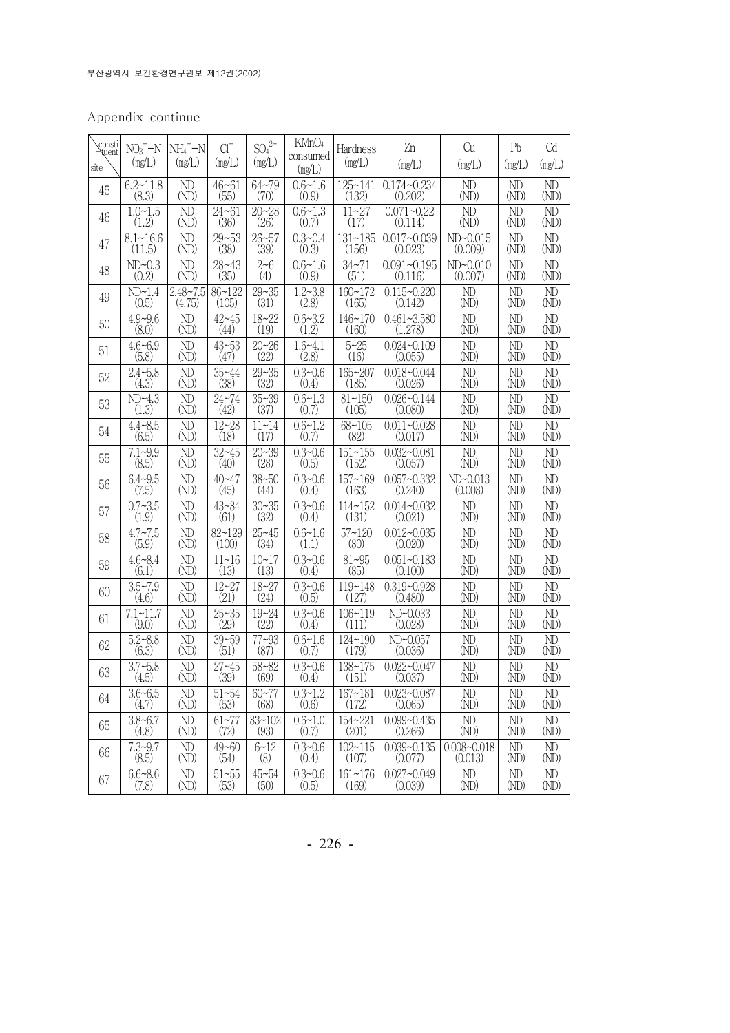Appendix continue

| constituent / site | $NO_3^-$-N (㎎/L) | $NH_4^+$-N (㎎/L) | $Cl^-$ (㎎/L) | $SO_4^{2-}$ (㎎/L) | $KMnO_4$ consumed (㎎/L) | Hardness (㎎/L) | Zn (㎎/L) | Cu (㎎/L) | Pb (㎎/L) | Cd (㎎/L) |
|---|---|---|---|---|---|---|---|---|---|---|
| 45 | 6.2~11.8 (8.3) | ND (ND) | 46~61 (55) | 64~79 (70) | 0.6~1.6 (0.9) | 125~141 (132) | 0.174~0.234 (0.202) | ND (ND) | ND (ND) | ND (ND) |
| 46 | 1.0~1.5 (1.2) | ND (ND) | 24~61 (36) | 20~28 (26) | 0.6~1.3 (0.7) | 11~27 (17) | 0.071~0.22 (0.114) | ND (ND) | ND (ND) | ND (ND) |
| 47 | 8.1~16.6 (11.5) | ND (ND) | 29~53 (38) | 26~57 (39) | 0.3~0.4 (0.3) | 131~185 (156) | 0.017~0.039 (0.023) | ND~0.015 (0.009) | ND (ND) | ND (ND) |
| 48 | ND~0.3 (0.2) | ND (ND) | 28~43 (35) | 2~6 (4) | 0.6~1.6 (0.9) | 34~71 (51) | 0.091~0.195 (0.116) | ND~0.010 (0.007) | ND (ND) | ND (ND) |
| 49 | ND~1.4 (0.5) | 2.48~7.5 (4.75) | 86~122 (105) | 29~35 (31) | 1.2~3.8 (2.8) | 160~172 (165) | 0.115~0.220 (0.142) | ND (ND) | ND (ND) | ND (ND) |
| 50 | 4.9~9.6 (8.0) | ND (ND) | 42~45 (44) | 18~22 (19) | 0.6~3.2 (1.2) | 146~170 (160) | 0.461~3.580 (1.278) | ND (ND) | ND (ND) | ND (ND) |
| 51 | 4.6~6.9 (5.8) | ND (ND) | 43~53 (47) | 20~26 (22) | 1.6~4.1 (2.8) | 5~25 (16) | 0.024~0.109 (0.055) | ND (ND) | ND (ND) | ND (ND) |
| 52 | 2.4~5.8 (4.3) | ND (ND) | 35~44 (38) | 29~35 (32) | 0.3~0.6 (0.4) | 165~207 (185) | 0.018~0.044 (0.026) | ND (ND) | ND (ND) | ND (ND) |
| 53 | ND~4.3 (1.3) | ND (ND) | 24~74 (42) | 35~39 (37) | 0.6~1.3 (0.7) | 81~150 (105) | 0.026~0.144 (0.080) | ND (ND) | ND (ND) | ND (ND) |
| 54 | 4.4~8.5 (6.5) | ND (ND) | 12~28 (18) | 11~14 (17) | 0.6~1.2 (0.7) | 68~105 (82) | 0.011~0.028 (0.017) | ND (ND) | ND (ND) | ND (ND) |
| 55 | 7.1~9.9 (8.5) | ND (ND) | 32~45 (40) | 20~39 (28) | 0.3~0.6 (0.5) | 151~155 (152) | 0.032~0.081 (0.057) | ND (ND) | ND (ND) | ND (ND) |
| 56 | 6.4~9.5 (7.5) | ND (ND) | 40~47 (45) | 38~50 (44) | 0.3~0.6 (0.4) | 157~169 (163) | 0.057~0.332 (0.240) | ND~0.013 (0.008) | ND (ND) | ND (ND) |
| 57 | 0.7~3.5 (1.9) | ND (ND) | 43~84 (61) | 30~35 (32) | 0.3~0.6 (0.4) | 114~152 (131) | 0.014~0.032 (0.021) | ND (ND) | ND (ND) | ND (ND) |
| 58 | 4.7~7.5 (5.9) | ND (ND) | 82~129 (100) | 25~45 (34) | 0.6~1.6 (1.1) | 57~120 (80) | 0.012~0.035 (0.020) | ND (ND) | ND (ND) | ND (ND) |
| 59 | 4.6~8.4 (6.1) | ND (ND) | 11~16 (13) | 10~17 (13) | 0.3~0.6 (0.4) | 81~95 (85) | 0.051~0.183 (0.100) | ND (ND) | ND (ND) | ND (ND) |
| 60 | 3.5~7.9 (4.6) | ND (ND) | 12~27 (21) | 18~27 (24) | 0.3~0.6 (0.5) | 119~148 (127) | 0.319~0.928 (0.480) | ND (ND) | ND (ND) | ND (ND) |
| 61 | 7.1~11.7 (9.0) | ND (ND) | 25~35 (29) | 19~24 (22) | 0.3~0.6 (0.4) | 106~119 (111) | ND~0.033 (0.028) | ND (ND) | ND (ND) | ND (ND) |
| 62 | 5.2~8.8 (6.3) | ND (ND) | 39~59 (51) | 77~93 (87) | 0.6~1.6 (0.7) | 124~190 (179) | ND~0.057 (0.036) | ND (ND) | ND (ND) | ND (ND) |
| 63 | 3.7~5.8 (4.5) | ND (ND) | 27~45 (39) | 58~82 (69) | 0.3~0.6 (0.4) | 138~175 (151) | 0.022~0.047 (0.037) | ND (ND) | ND (ND) | ND (ND) |
| 64 | 3.6~6.5 (4.7) | ND (ND) | 51~54 (53) | 60~77 (68) | 0.3~1.2 (0.6) | 167~181 (172) | 0.023~0.087 (0.065) | ND (ND) | ND (ND) | ND (ND) |
| 65 | 3.8~6.7 (4.8) | ND (ND) | 61~77 (72) | 83~102 (93) | 0.6~1.0 (0.7) | 154~221 (201) | 0.099~0.435 (0.266) | ND (ND) | ND (ND) | ND (ND) |
| 66 | 7.3~9.7 (8.5) | ND (ND) | 49~60 (54) | 6~12 (8) | 0.3~0.6 (0.4) | 102~115 (107) | 0.039~0.135 (0.077) | 0.008~0.018 (0.013) | ND (ND) | ND (ND) |
| 67 | 6.6~8.6 (7.8) | ND (ND) | 51~55 (53) | 45~54 (50) | 0.3~0.6 (0.5) | 161~176 (169) | 0.027~0.049 (0.039) | ND (ND) | ND (ND) | ND (ND) |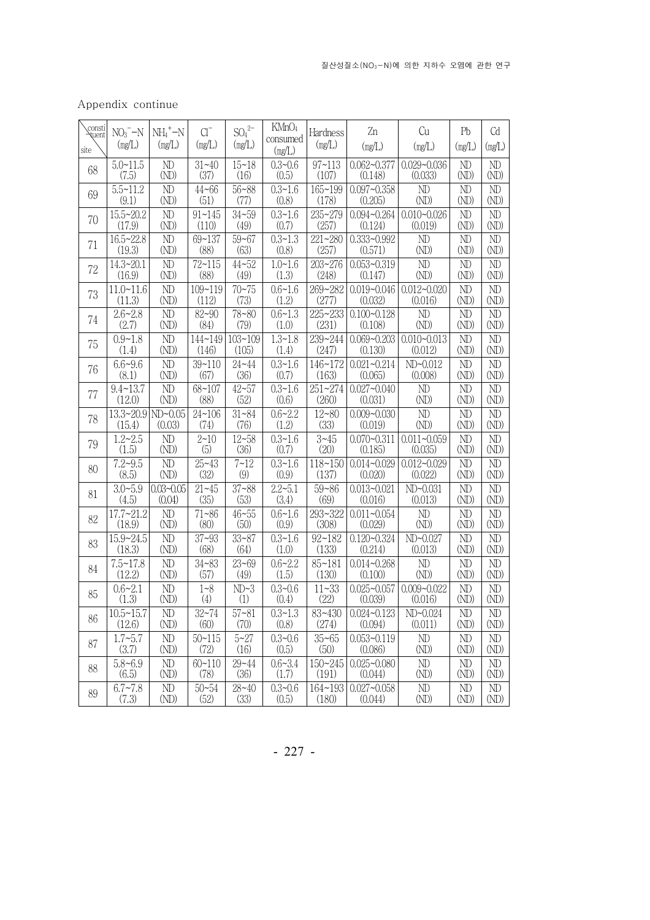Appendix continue

| constituent / site | $NO_3^-$-N (mg/L) | $NH_4^+$-N (mg/L) | $Cl^-$ (mg/L) | $SO_4^{2-}$ (mg/L) | $KMnO_4$ consumed (mg/L) | Hardness (mg/L) | Zn (mg/L) | Cu (mg/L) | Pb (mg/L) | Cd (mg/L) |
|---|---|---|---|---|---|---|---|---|---|---|
| 68 | 5.0~11.5 (7.5) | ND (ND) | 31~40 (37) | 15~18 (16) | 0.3~0.6 (0.5) | 97~113 (107) | 0.062~0.377 (0.148) | 0.029~0.036 (0.033) | ND (ND) | ND (ND) |
| 69 | 5.5~11.2 (9.1) | ND (ND) | 44~66 (51) | 56~88 (77) | 0.3~1.6 (0.8) | 165~199 (178) | 0.097~0.358 (0.205) | ND (ND) | ND (ND) | ND (ND) |
| 70 | 15.5~20.2 (17.9) | ND (ND) | 91~145 (110) | 34~59 (49) | 0.3~1.6 (0.7) | 235~279 (257) | 0.094~0.264 (0.124) | 0.010~0.026 (0.019) | ND (ND) | ND (ND) |
| 71 | 16.5~22.8 (19.3) | ND (ND) | 69~137 (88) | 59~67 (63) | 0.3~1.3 (0.8) | 221~280 (257) | 0.333~0.992 (0.571) | ND (ND) | ND (ND) | ND (ND) |
| 72 | 14.3~20.1 (16.9) | ND (ND) | 72~115 (88) | 44~52 (49) | 1.0~1.6 (1.3) | 203~276 (248) | 0.053~0.319 (0.147) | ND (ND) | ND (ND) | ND (ND) |
| 73 | 11.0~11.6 (11.3) | ND (ND) | 109~119 (112) | 70~75 (73) | 0.6~1.6 (1.2) | 269~282 (277) | 0.019~0.046 (0.032) | 0.012~0.020 (0.016) | ND (ND) | ND (ND) |
| 74 | 2.6~2.8 (2.7) | ND (ND) | 82~90 (84) | 78~80 (79) | 0.6~1.3 (1.0) | 225~233 (231) | 0.100~0.128 (0.108) | ND (ND) | ND (ND) | ND (ND) |
| 75 | 0.9~1.8 (1.4) | ND (ND) | 144~149 (146) | 103~109 (105) | 1.3~1.8 (1.4) | 239~244 (247) | 0.069~0.203 (0.130) | 0.010~0.013 (0.012) | ND (ND) | ND (ND) |
| 76 | 6.6~9.6 (8.1) | ND (ND) | 39~110 (67) | 24~44 (36) | 0.3~1.6 (0.7) | 146~172 (163) | 0.021~0.214 (0.065) | ND~0.012 (0.008) | ND (ND) | ND (ND) |
| 77 | 9.4~13.7 (12.0) | ND (ND) | 68~107 (88) | 42~57 (52) | 0.3~1.6 (0.6) | 251~274 (260) | 0.027~0.040 (0.031) | ND (ND) | ND (ND) | ND (ND) |
| 78 | 13.3~20.9 (15.4) | ND~0.05 (0.03) | 24~106 (74) | 31~84 (76) | 0.6~2.2 (1.2) | 12~80 (33) | 0.009~0.030 (0.019) | ND (ND) | ND (ND) | ND (ND) |
| 79 | 1.2~2.5 (1.5) | ND (ND) | 2~10 (5) | 12~58 (36) | 0.3~1.6 (0.7) | 3~45 (20) | 0.070~0.311 (0.185) | 0.011~0.059 (0.035) | ND (ND) | ND (ND) |
| 80 | 7.2~9.5 (8.5) | ND (ND) | 25~43 (32) | 7~12 (9) | 0.3~1.6 (0.9) | 118~150 (137) | 0.014~0.029 (0.020) | 0.012~0.029 (0.022) | ND (ND) | ND (ND) |
| 81 | 3.0~5.9 (4.5) | 0.03~0.05 (0.04) | 21~45 (35) | 37~88 (53) | 2.2~5.1 (3.4) | 59~86 (69) | 0.013~0.021 (0.016) | ND~0.031 (0.013) | ND (ND) | ND (ND) |
| 82 | 17.7~21.2 (18.9) | ND (ND) | 71~86 (80) | 46~55 (50) | 0.6~1.6 (0.9) | 293~322 (308) | 0.011~0.054 (0.029) | ND (ND) | ND (ND) | ND (ND) |
| 83 | 15.9~24.5 (18.3) | ND (ND) | 37~93 (68) | 33~87 (64) | 0.3~1.6 (1.0) | 92~182 (133) | 0.120~0.324 (0.214) | ND~0.027 (0.013) | ND (ND) | ND (ND) |
| 84 | 7.5~17.8 (12.2) | ND (ND) | 34~83 (57) | 23~69 (49) | 0.6~2.2 (1.5) | 85~181 (130) | 0.014~0.268 (0.100) | ND (ND) | ND (ND) | ND (ND) |
| 85 | 0.6~2.1 (1.3) | ND (ND) | 1~8 (4) | ND~3 (1) | 0.3~0.6 (0.4) | 11~33 (22) | 0.025~0.057 (0.039) | 0.009~0.022 (0.016) | ND (ND) | ND (ND) |
| 86 | 10.5~15.7 (12.6) | ND (ND) | 32~74 (60) | 57~81 (70) | 0.3~1.3 (0.8) | 83~430 (274) | 0.024~0.123 (0.094) | ND~0.024 (0.011) | ND (ND) | ND (ND) |
| 87 | 1.7~5.7 (3.7) | ND (ND) | 50~115 (72) | 5~27 (16) | 0.3~0.6 (0.5) | 35~65 (50) | 0.053~0.119 (0.086) | ND (ND) | ND (ND) | ND (ND) |
| 88 | 5.8~6.9 (6.5) | ND (ND) | 60~110 (78) | 29~44 (36) | 0.6~3.4 (1.7) | 150~245 (191) | 0.025~0.080 (0.044) | ND (ND) | ND (ND) | ND (ND) |
| 89 | 6.7~7.8 (7.3) | ND (ND) | 50~54 (52) | 28~40 (33) | 0.3~0.6 (0.5) | 164~193 (180) | 0.027~0.058 (0.044) | ND (ND) | ND (ND) | ND (ND) |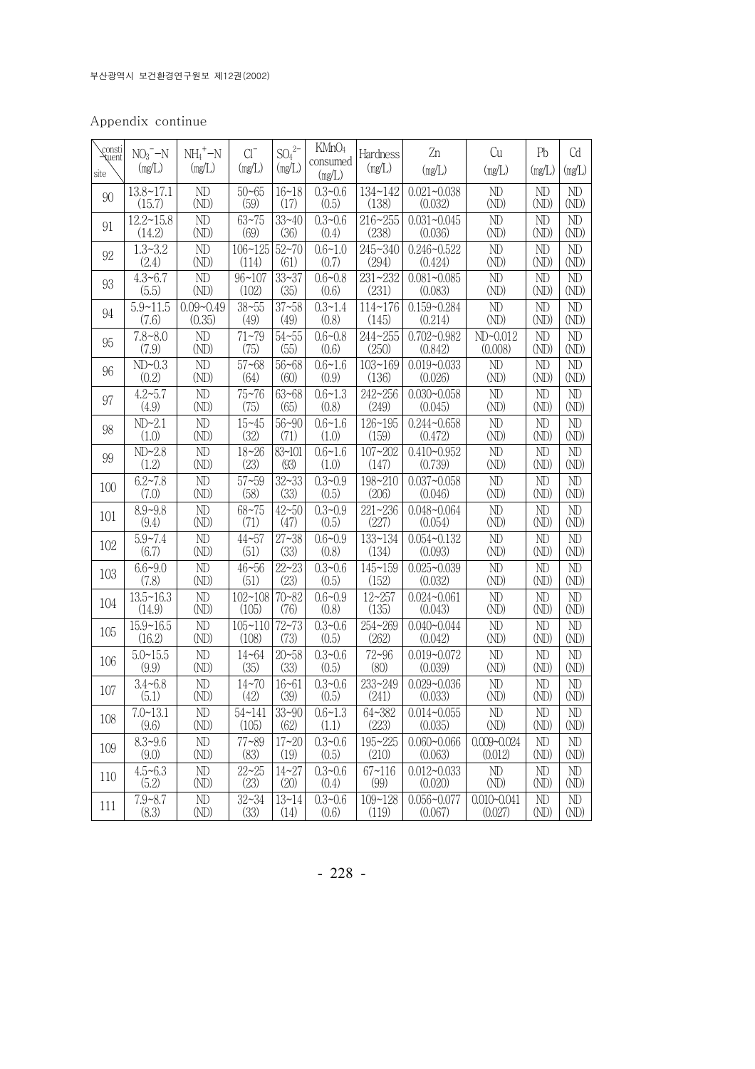Appendix continue

| constituent / site | $NO_3^-$-N (mg/L) | $NH_4^+$-N (mg/L) | $Cl^-$ (mg/L) | $SO_4^{2-}$ (mg/L) | $KMnO_4$ consumed (mg/L) | Hardness (mg/L) | Zn (mg/L) | Cu (mg/L) | Pb (mg/L) | Cd (mg/L) |
|---|---|---|---|---|---|---|---|---|---|---|
| 90 | 13.8~17.1 (15.7) | ND (ND) | 50~65 (59) | 16~18 (17) | 0.3~0.6 (0.5) | 134~142 (138) | 0.021~0.038 (0.032) | ND (ND) | ND (ND) | ND (ND) |
| 91 | 12.2~15.8 (14.2) | ND (ND) | 63~75 (69) | 33~40 (36) | 0.3~0.6 (0.4) | 216~255 (238) | 0.031~0.045 (0.036) | ND (ND) | ND (ND) | ND (ND) |
| 92 | 1.3~3.2 (2.4) | ND (ND) | 106~125 (114) | 52~70 (61) | 0.6~1.0 (0.7) | 245~340 (294) | 0.246~0.522 (0.424) | ND (ND) | ND (ND) | ND (ND) |
| 93 | 4.3~6.7 (5.5) | ND (ND) | 96~107 (102) | 33~37 (35) | 0.6~0.8 (0.6) | 231~232 (231) | 0.081~0.085 (0.083) | ND (ND) | ND (ND) | ND (ND) |
| 94 | 5.9~11.5 (7.6) | 0.09~0.49 (0.35) | 38~55 (49) | 37~58 (49) | 0.3~1.4 (0.8) | 114~176 (145) | 0.159~0.284 (0.214) | ND (ND) | ND (ND) | ND (ND) |
| 95 | 7.8~8.0 (7.9) | ND (ND) | 71~79 (75) | 54~55 (55) | 0.6~0.8 (0.6) | 244~255 (250) | 0.702~0.982 (0.842) | ND~0.012 (0.008) | ND (ND) | ND (ND) |
| 96 | ND~0.3 (0.2) | ND (ND) | 57~68 (64) | 56~68 (60) | 0.6~1.6 (0.9) | 103~169 (136) | 0.019~0.033 (0.026) | ND (ND) | ND (ND) | ND (ND) |
| 97 | 4.2~5.7 (4.9) | ND (ND) | 75~76 (75) | 63~68 (65) | 0.6~1.3 (0.8) | 242~256 (249) | 0.030~0.058 (0.045) | ND (ND) | ND (ND) | ND (ND) |
| 98 | ND~2.1 (1.0) | ND (ND) | 15~45 (32) | 56~90 (71) | 0.6~1.6 (1.0) | 126~195 (159) | 0.244~0.658 (0.472) | ND (ND) | ND (ND) | ND (ND) |
| 99 | ND~2.8 (1.2) | ND (ND) | 18~26 (23) | 83~101 (93) | 0.6~1.6 (1.0) | 107~202 (147) | 0.410~0.952 (0.739) | ND (ND) | ND (ND) | ND (ND) |
| 100 | 6.2~7.8 (7.0) | ND (ND) | 57~59 (58) | 32~33 (33) | 0.3~0.9 (0.5) | 198~210 (206) | 0.037~0.058 (0.046) | ND (ND) | ND (ND) | ND (ND) |
| 101 | 8.9~9.8 (9.4) | ND (ND) | 68~75 (71) | 42~50 (47) | 0.3~0.9 (0.5) | 221~236 (227) | 0.048~0.064 (0.054) | ND (ND) | ND (ND) | ND (ND) |
| 102 | 5.9~7.4 (6.7) | ND (ND) | 44~57 (51) | 27~38 (33) | 0.6~0.9 (0.8) | 133~134 (134) | 0.054~0.132 (0.093) | ND (ND) | ND (ND) | ND (ND) |
| 103 | 6.6~9.0 (7.8) | ND (ND) | 46~56 (51) | 22~23 (23) | 0.3~0.6 (0.5) | 145~159 (152) | 0.025~0.039 (0.032) | ND (ND) | ND (ND) | ND (ND) |
| 104 | 13.5~16.3 (14.9) | ND (ND) | 102~108 (105) | 70~82 (76) | 0.6~0.9 (0.8) | 12~257 (135) | 0.024~0.061 (0.043) | ND (ND) | ND (ND) | ND (ND) |
| 105 | 15.9~16.5 (16.2) | ND (ND) | 105~110 (108) | 72~73 (73) | 0.3~0.6 (0.5) | 254~269 (262) | 0.040~0.044 (0.042) | ND (ND) | ND (ND) | ND (ND) |
| 106 | 5.0~15.5 (9.9) | ND (ND) | 14~64 (35) | 20~58 (33) | 0.3~0.6 (0.5) | 72~96 (80) | 0.019~0.072 (0.039) | ND (ND) | ND (ND) | ND (ND) |
| 107 | 3.4~6.8 (5.1) | ND (ND) | 14~70 (42) | 16~61 (39) | 0.3~0.6 (0.5) | 233~249 (241) | 0.029~0.036 (0.033) | ND (ND) | ND (ND) | ND (ND) |
| 108 | 7.0~13.1 (9.6) | ND (ND) | 54~141 (105) | 33~90 (62) | 0.6~1.3 (1.1) | 64~382 (223) | 0.014~0.055 (0.035) | ND (ND) | ND (ND) | ND (ND) |
| 109 | 8.3~9.6 (9.0) | ND (ND) | 77~89 (83) | 17~20 (19) | 0.3~0.6 (0.5) | 195~225 (210) | 0.060~0.066 (0.063) | 0.009~0.024 (0.012) | ND (ND) | ND (ND) |
| 110 | 4.5~6.3 (5.2) | ND (ND) | 22~25 (23) | 14~27 (20) | 0.3~0.6 (0.4) | 67~116 (99) | 0.012~0.033 (0.020) | ND (ND) | ND (ND) | ND (ND) |
| 111 | 7.9~8.7 (8.3) | ND (ND) | 32~34 (33) | 13~14 (14) | 0.3~0.6 (0.6) | 109~128 (119) | 0.056~0.077 (0.067) | 0.010~0.041 (0.027) | ND (ND) | ND (ND) |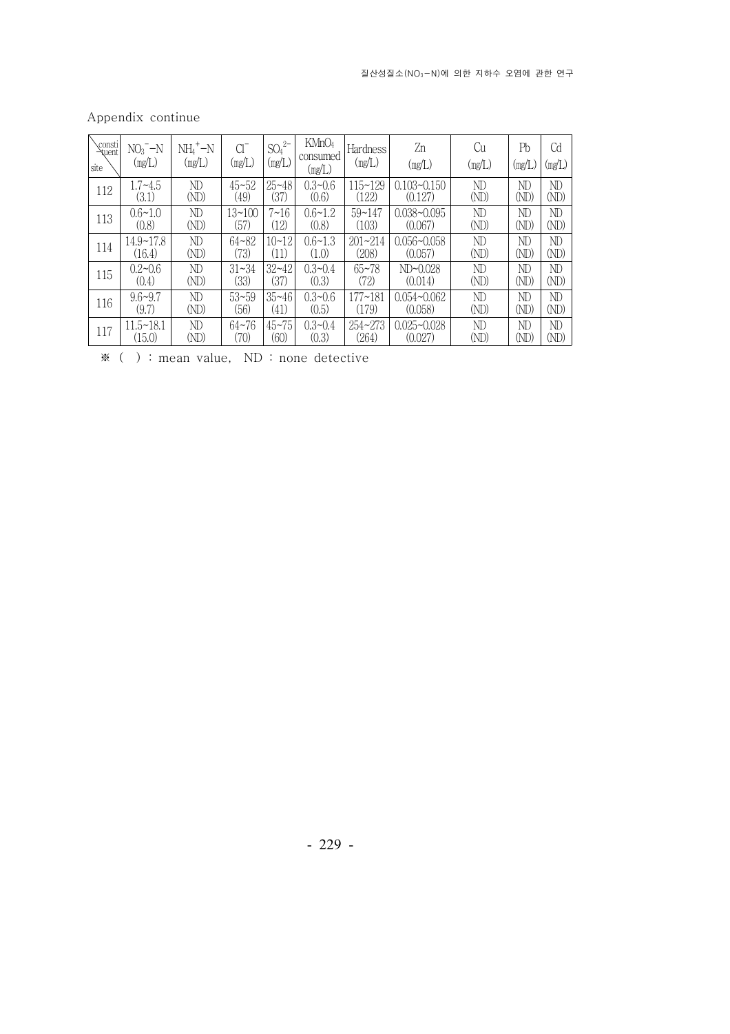Appendix continue

| constituent / site | $NO_3^-$–N (mg/L) | $NH_4^+$–N (mg/L) | $Cl^-$ (mg/L) | $SO_4^{2-}$ (mg/L) | $KMnO_4$ consumed (mg/L) | Hardness (mg/L) | Zn (mg/L) | Cu (mg/L) | Pb (mg/L) | Cd (mg/L) |
|---|---|---|---|---|---|---|---|---|---|---|
| 112 | 1.7~4.5 (3.1) | ND (ND) | 45~52 (49) | 25~48 (37) | 0.3~0.6 (0.6) | 115~129 (122) | 0.103~0.150 (0.127) | ND (ND) | ND (ND) | ND (ND) |
| 113 | 0.6~1.0 (0.8) | ND (ND) | 13~100 (57) | 7~16 (12) | 0.6~1.2 (0.8) | 59~147 (103) | 0.038~0.095 (0.067) | ND (ND) | ND (ND) | ND (ND) |
| 114 | 14.9~17.8 (16.4) | ND (ND) | 64~82 (73) | 10~12 (11) | 0.6~1.3 (1.0) | 201~214 (208) | 0.056~0.058 (0.057) | ND (ND) | ND (ND) | ND (ND) |
| 115 | 0.2~0.6 (0.4) | ND (ND) | 31~34 (33) | 32~42 (37) | 0.3~0.4 (0.3) | 65~78 (72) | ND~0.028 (0.014) | ND (ND) | ND (ND) | ND (ND) |
| 116 | 9.6~9.7 (9.7) | ND (ND) | 53~59 (56) | 35~46 (41) | 0.3~0.6 (0.5) | 177~181 (179) | 0.054~0.062 (0.058) | ND (ND) | ND (ND) | ND (ND) |
| 117 | 11.5~18.1 (15.0) | ND (ND) | 64~76 (70) | 45~75 (60) | 0.3~0.4 (0.3) | 254~273 (264) | 0.025~0.028 (0.027) | ND (ND) | ND (ND) | ND (ND) |

※ ( ) : mean value, ND : none detective